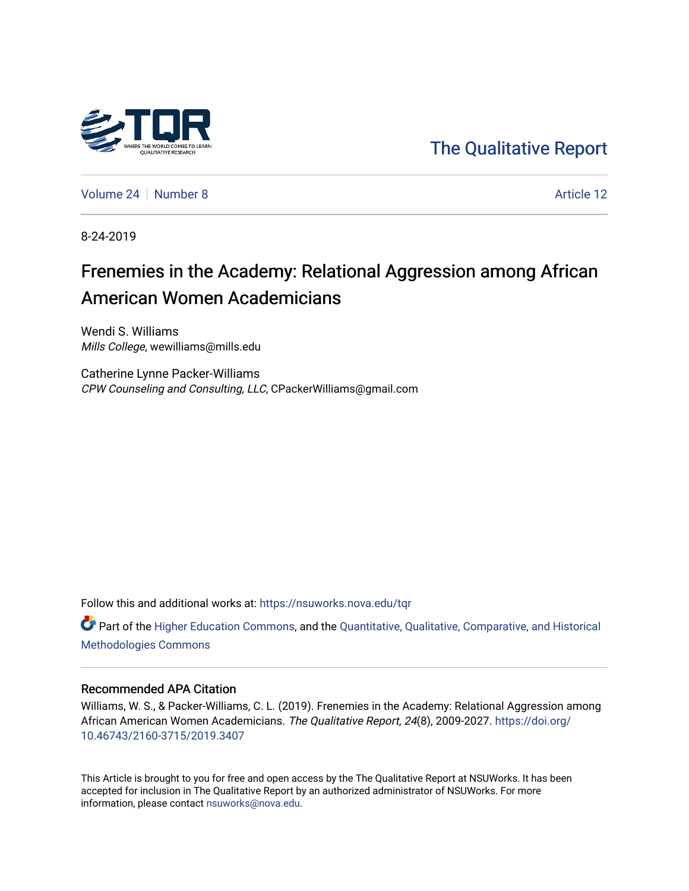The Qualitative Report

Volume 24 | Number 8 | Article 12

8-24-2019

# Frenemies in the Academy: Relational Aggression among African American Women Academicians

Wendi S. Williams
*Mills College*, wewilliams@mills.edu

Catherine Lynne Packer-Williams
*CPW Counseling and Consulting, LLC*, CPackerWilliams@gmail.com

Follow this and additional works at: https://nsuworks.nova.edu/tqr

Part of the Higher Education Commons, and the Quantitative, Qualitative, Comparative, and Historical Methodologies Commons

## Recommended APA Citation

Williams, W. S., & Packer-Williams, C. L. (2019). Frenemies in the Academy: Relational Aggression among African American Women Academicians. *The Qualitative Report*, *24*(8), 2009-2027. https://doi.org/10.46743/2160-3715/2019.3407

This Article is brought to you for free and open access by the The Qualitative Report at NSUWorks. It has been accepted for inclusion in The Qualitative Report by an authorized administrator of NSUWorks. For more information, please contact nsuworks@nova.edu.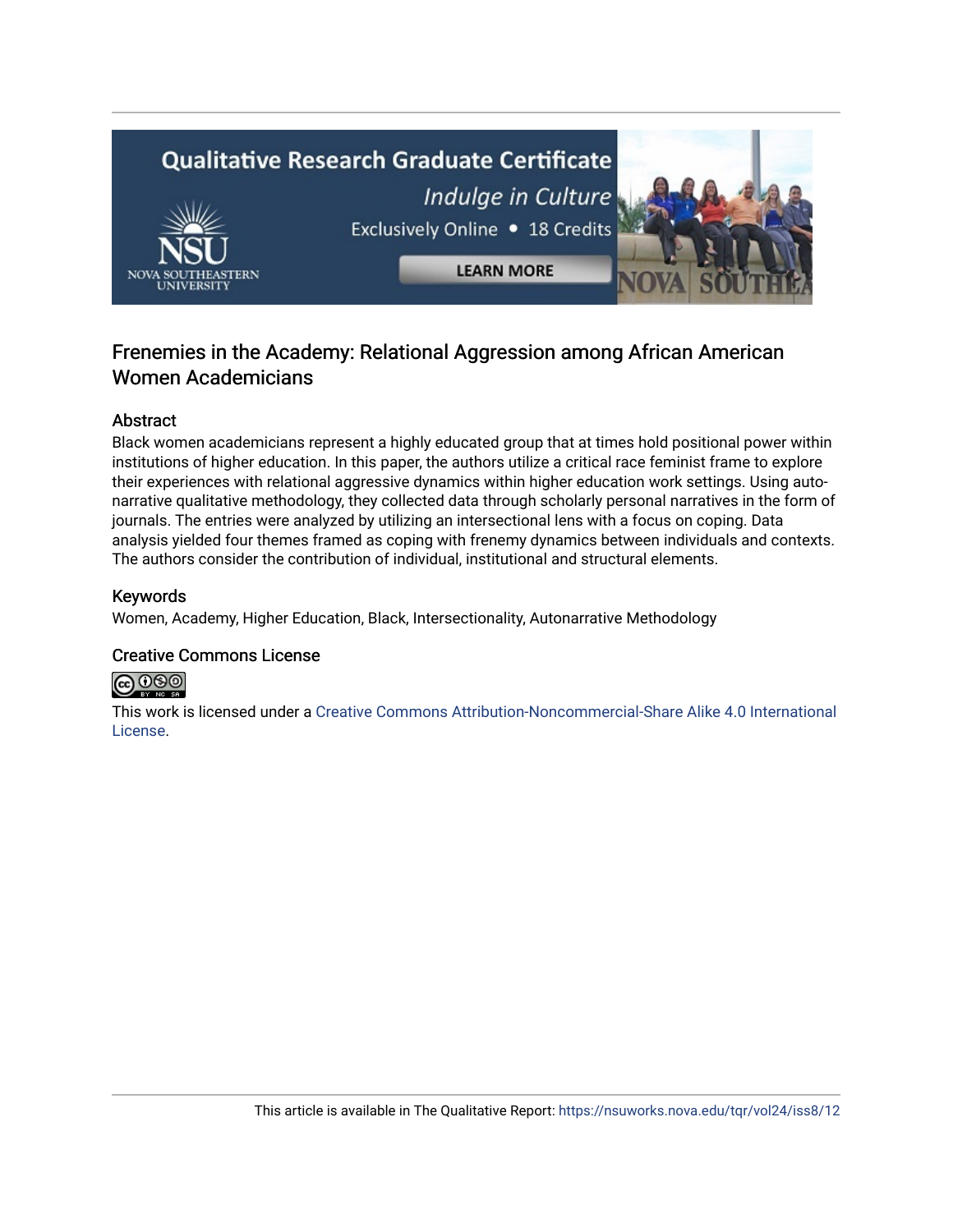# Frenemies in the Academy: Relational Aggression among African American Women Academicians

## Abstract

Black women academicians represent a highly educated group that at times hold positional power within institutions of higher education. In this paper, the authors utilize a critical race feminist frame to explore their experiences with relational aggressive dynamics within higher education work settings. Using auto-narrative qualitative methodology, they collected data through scholarly personal narratives in the form of journals. The entries were analyzed by utilizing an intersectional lens with a focus on coping. Data analysis yielded four themes framed as coping with frenemy dynamics between individuals and contexts. The authors consider the contribution of individual, institutional and structural elements.

## Keywords

Women, Academy, Higher Education, Black, Intersectionality, Autonarrative Methodology

## Creative Commons License

This work is licensed under a Creative Commons Attribution-Noncommercial-Share Alike 4.0 International License.

This article is available in The Qualitative Report: https://nsuworks.nova.edu/tqr/vol24/iss8/12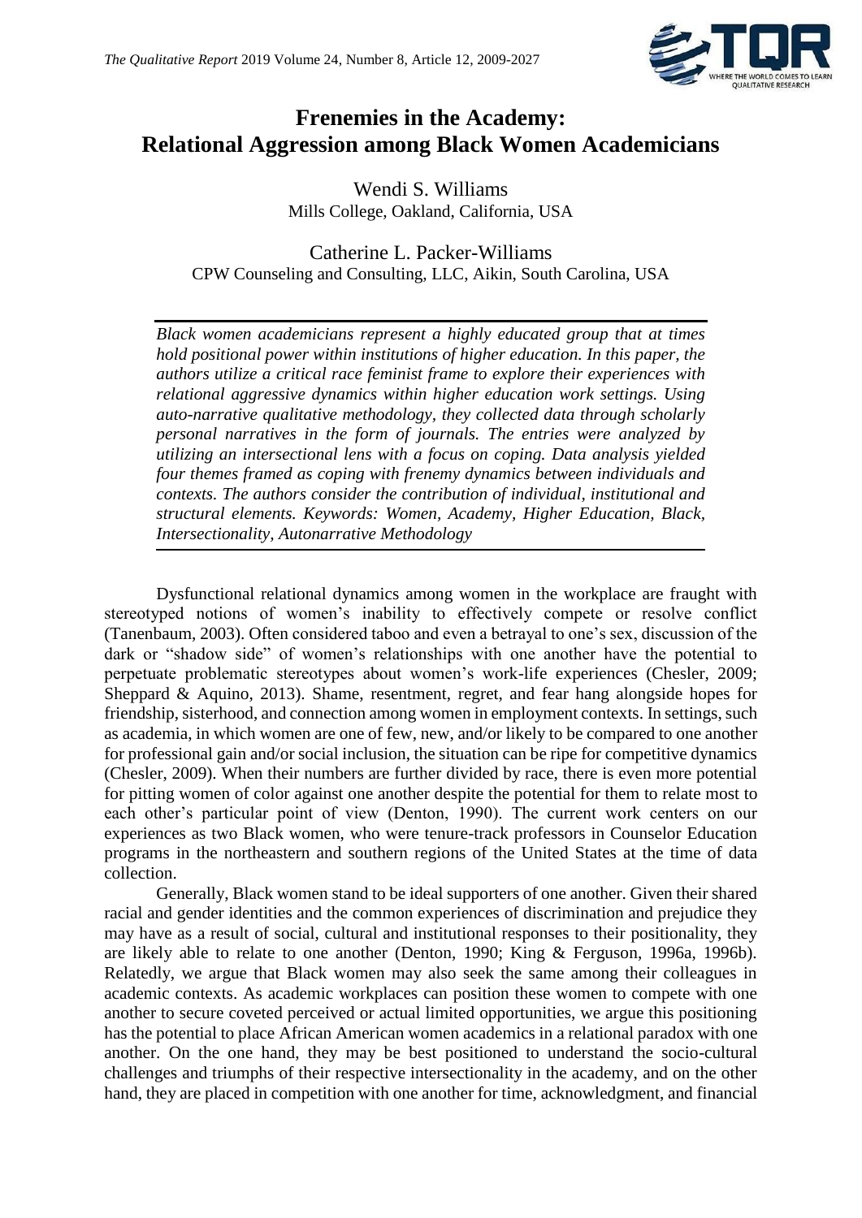# Frenemies in the Academy: Relational Aggression among Black Women Academicians

Wendi S. Williams
Mills College, Oakland, California, USA

Catherine L. Packer-Williams
CPW Counseling and Consulting, LLC, Aikin, South Carolina, USA

*Black women academicians represent a highly educated group that at times hold positional power within institutions of higher education. In this paper, the authors utilize a critical race feminist frame to explore their experiences with relational aggressive dynamics within higher education work settings. Using auto-narrative qualitative methodology, they collected data through scholarly personal narratives in the form of journals. The entries were analyzed by utilizing an intersectional lens with a focus on coping. Data analysis yielded four themes framed as coping with frenemy dynamics between individuals and contexts. The authors consider the contribution of individual, institutional and structural elements. Keywords: Women, Academy, Higher Education, Black, Intersectionality, Autonarrative Methodology*

Dysfunctional relational dynamics among women in the workplace are fraught with stereotyped notions of women's inability to effectively compete or resolve conflict (Tanenbaum, 2003). Often considered taboo and even a betrayal to one's sex, discussion of the dark or "shadow side" of women's relationships with one another have the potential to perpetuate problematic stereotypes about women's work-life experiences (Chesler, 2009; Sheppard & Aquino, 2013). Shame, resentment, regret, and fear hang alongside hopes for friendship, sisterhood, and connection among women in employment contexts. In settings, such as academia, in which women are one of few, new, and/or likely to be compared to one another for professional gain and/or social inclusion, the situation can be ripe for competitive dynamics (Chesler, 2009). When their numbers are further divided by race, there is even more potential for pitting women of color against one another despite the potential for them to relate most to each other's particular point of view (Denton, 1990). The current work centers on our experiences as two Black women, who were tenure-track professors in Counselor Education programs in the northeastern and southern regions of the United States at the time of data collection.

Generally, Black women stand to be ideal supporters of one another. Given their shared racial and gender identities and the common experiences of discrimination and prejudice they may have as a result of social, cultural and institutional responses to their positionality, they are likely able to relate to one another (Denton, 1990; King & Ferguson, 1996a, 1996b). Relatedly, we argue that Black women may also seek the same among their colleagues in academic contexts. As academic workplaces can position these women to compete with one another to secure coveted perceived or actual limited opportunities, we argue this positioning has the potential to place African American women academics in a relational paradox with one another. On the one hand, they may be best positioned to understand the socio-cultural challenges and triumphs of their respective intersectionality in the academy, and on the other hand, they are placed in competition with one another for time, acknowledgment, and financial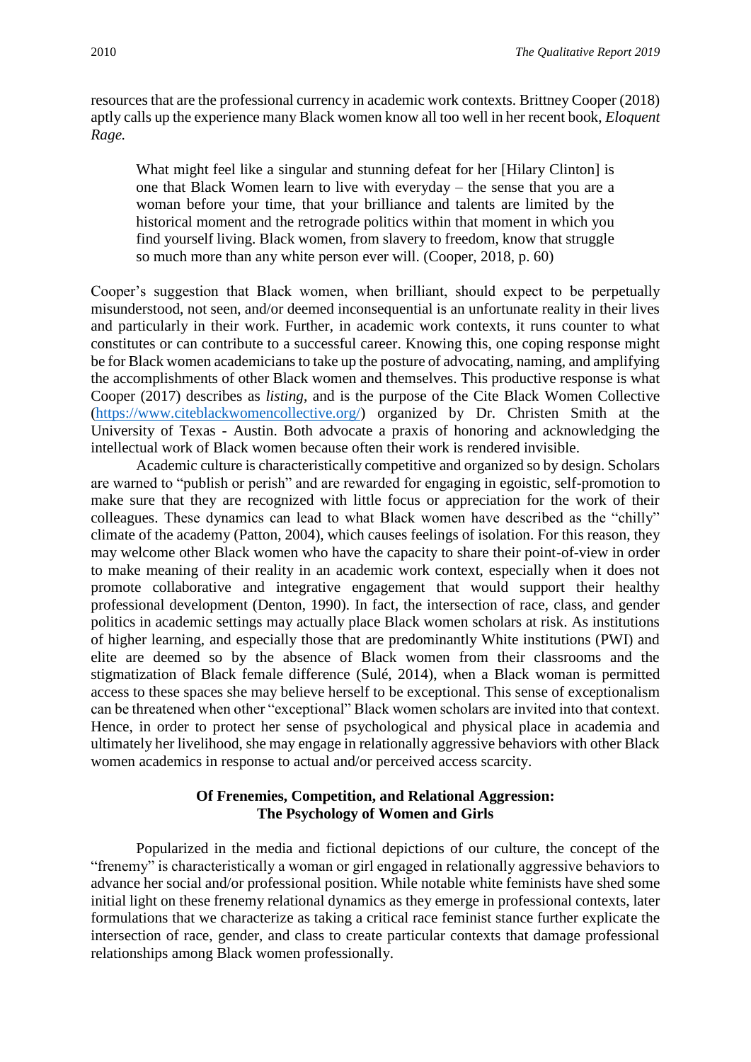resources that are the professional currency in academic work contexts. Brittney Cooper (2018) aptly calls up the experience many Black women know all too well in her recent book, *Eloquent Rage.*

> What might feel like a singular and stunning defeat for her [Hilary Clinton] is one that Black Women learn to live with everyday – the sense that you are a woman before your time, that your brilliance and talents are limited by the historical moment and the retrograde politics within that moment in which you find yourself living. Black women, from slavery to freedom, know that struggle so much more than any white person ever will. (Cooper, 2018, p. 60)

Cooper's suggestion that Black women, when brilliant, should expect to be perpetually misunderstood, not seen, and/or deemed inconsequential is an unfortunate reality in their lives and particularly in their work. Further, in academic work contexts, it runs counter to what constitutes or can contribute to a successful career. Knowing this, one coping response might be for Black women academicians to take up the posture of advocating, naming, and amplifying the accomplishments of other Black women and themselves. This productive response is what Cooper (2017) describes as *listing*, and is the purpose of the Cite Black Women Collective (https://www.citeblackwomencollective.org/) organized by Dr. Christen Smith at the University of Texas - Austin. Both advocate a praxis of honoring and acknowledging the intellectual work of Black women because often their work is rendered invisible.

Academic culture is characteristically competitive and organized so by design. Scholars are warned to "publish or perish" and are rewarded for engaging in egoistic, self-promotion to make sure that they are recognized with little focus or appreciation for the work of their colleagues. These dynamics can lead to what Black women have described as the "chilly" climate of the academy (Patton, 2004), which causes feelings of isolation. For this reason, they may welcome other Black women who have the capacity to share their point-of-view in order to make meaning of their reality in an academic work context, especially when it does not promote collaborative and integrative engagement that would support their healthy professional development (Denton, 1990). In fact, the intersection of race, class, and gender politics in academic settings may actually place Black women scholars at risk. As institutions of higher learning, and especially those that are predominantly White institutions (PWI) and elite are deemed so by the absence of Black women from their classrooms and the stigmatization of Black female difference (Sulé, 2014), when a Black woman is permitted access to these spaces she may believe herself to be exceptional. This sense of exceptionalism can be threatened when other "exceptional" Black women scholars are invited into that context. Hence, in order to protect her sense of psychological and physical place in academia and ultimately her livelihood, she may engage in relationally aggressive behaviors with other Black women academics in response to actual and/or perceived access scarcity.

## Of Frenemies, Competition, and Relational Aggression: The Psychology of Women and Girls

Popularized in the media and fictional depictions of our culture, the concept of the "frenemy" is characteristically a woman or girl engaged in relationally aggressive behaviors to advance her social and/or professional position. While notable white feminists have shed some initial light on these frenemy relational dynamics as they emerge in professional contexts, later formulations that we characterize as taking a critical race feminist stance further explicate the intersection of race, gender, and class to create particular contexts that damage professional relationships among Black women professionally.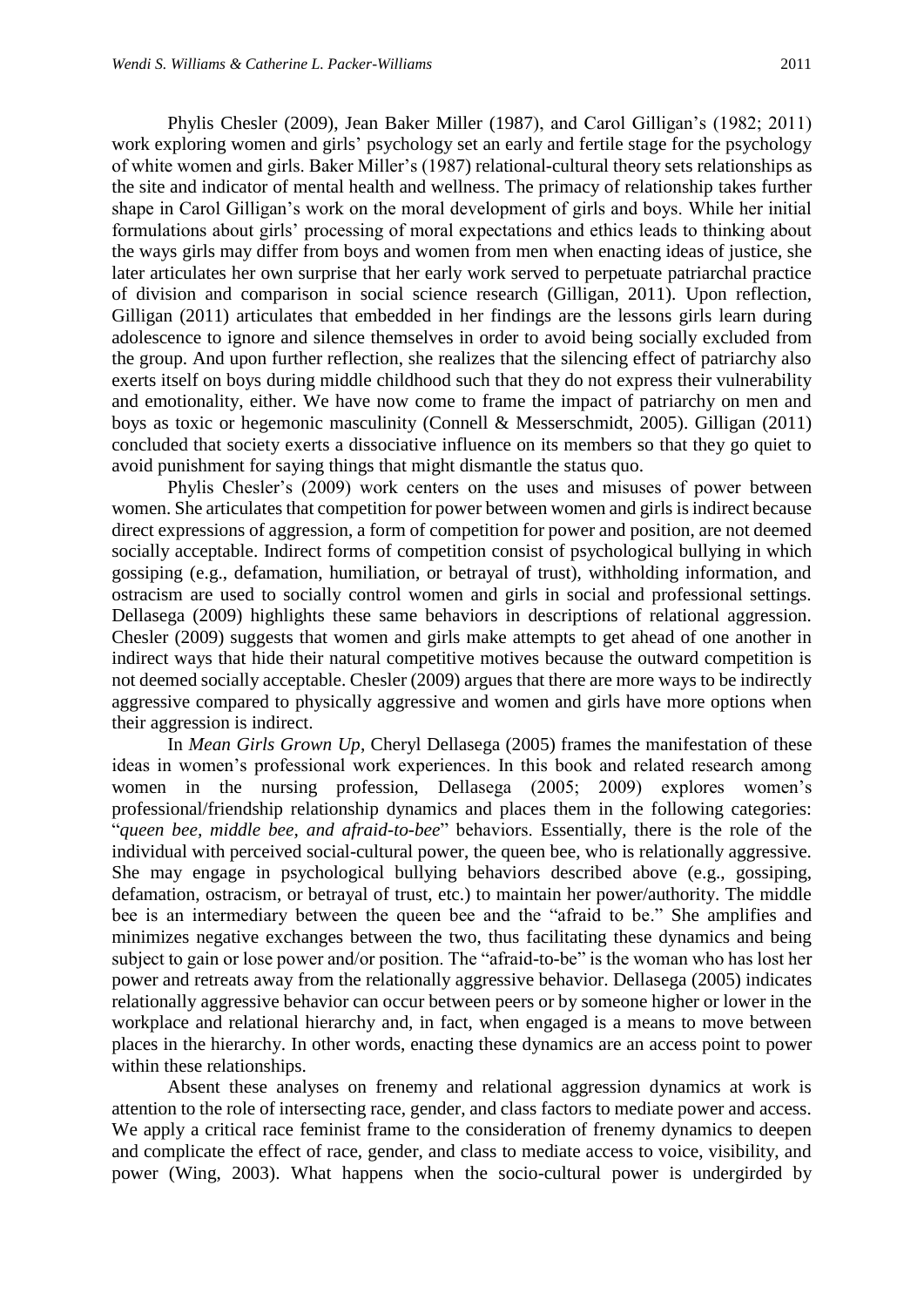Phylis Chesler (2009), Jean Baker Miller (1987), and Carol Gilligan's (1982; 2011) work exploring women and girls' psychology set an early and fertile stage for the psychology of white women and girls. Baker Miller's (1987) relational-cultural theory sets relationships as the site and indicator of mental health and wellness. The primacy of relationship takes further shape in Carol Gilligan's work on the moral development of girls and boys. While her initial formulations about girls' processing of moral expectations and ethics leads to thinking about the ways girls may differ from boys and women from men when enacting ideas of justice, she later articulates her own surprise that her early work served to perpetuate patriarchal practice of division and comparison in social science research (Gilligan, 2011). Upon reflection, Gilligan (2011) articulates that embedded in her findings are the lessons girls learn during adolescence to ignore and silence themselves in order to avoid being socially excluded from the group. And upon further reflection, she realizes that the silencing effect of patriarchy also exerts itself on boys during middle childhood such that they do not express their vulnerability and emotionality, either. We have now come to frame the impact of patriarchy on men and boys as toxic or hegemonic masculinity (Connell & Messerschmidt, 2005). Gilligan (2011) concluded that society exerts a dissociative influence on its members so that they go quiet to avoid punishment for saying things that might dismantle the status quo.

Phylis Chesler's (2009) work centers on the uses and misuses of power between women. She articulates that competition for power between women and girls is indirect because direct expressions of aggression, a form of competition for power and position, are not deemed socially acceptable. Indirect forms of competition consist of psychological bullying in which gossiping (e.g., defamation, humiliation, or betrayal of trust), withholding information, and ostracism are used to socially control women and girls in social and professional settings. Dellasega (2009) highlights these same behaviors in descriptions of relational aggression. Chesler (2009) suggests that women and girls make attempts to get ahead of one another in indirect ways that hide their natural competitive motives because the outward competition is not deemed socially acceptable. Chesler (2009) argues that there are more ways to be indirectly aggressive compared to physically aggressive and women and girls have more options when their aggression is indirect.

In *Mean Girls Grown Up*, Cheryl Dellasega (2005) frames the manifestation of these ideas in women's professional work experiences. In this book and related research among women in the nursing profession, Dellasega (2005; 2009) explores women's professional/friendship relationship dynamics and places them in the following categories: "*queen bee, middle bee, and afraid-to-bee*" behaviors. Essentially, there is the role of the individual with perceived social-cultural power, the queen bee, who is relationally aggressive. She may engage in psychological bullying behaviors described above (e.g., gossiping, defamation, ostracism, or betrayal of trust, etc.) to maintain her power/authority. The middle bee is an intermediary between the queen bee and the "afraid to be." She amplifies and minimizes negative exchanges between the two, thus facilitating these dynamics and being subject to gain or lose power and/or position. The "afraid-to-be" is the woman who has lost her power and retreats away from the relationally aggressive behavior. Dellasega (2005) indicates relationally aggressive behavior can occur between peers or by someone higher or lower in the workplace and relational hierarchy and, in fact, when engaged is a means to move between places in the hierarchy. In other words, enacting these dynamics are an access point to power within these relationships.

Absent these analyses on frenemy and relational aggression dynamics at work is attention to the role of intersecting race, gender, and class factors to mediate power and access. We apply a critical race feminist frame to the consideration of frenemy dynamics to deepen and complicate the effect of race, gender, and class to mediate access to voice, visibility, and power (Wing, 2003). What happens when the socio-cultural power is undergirded by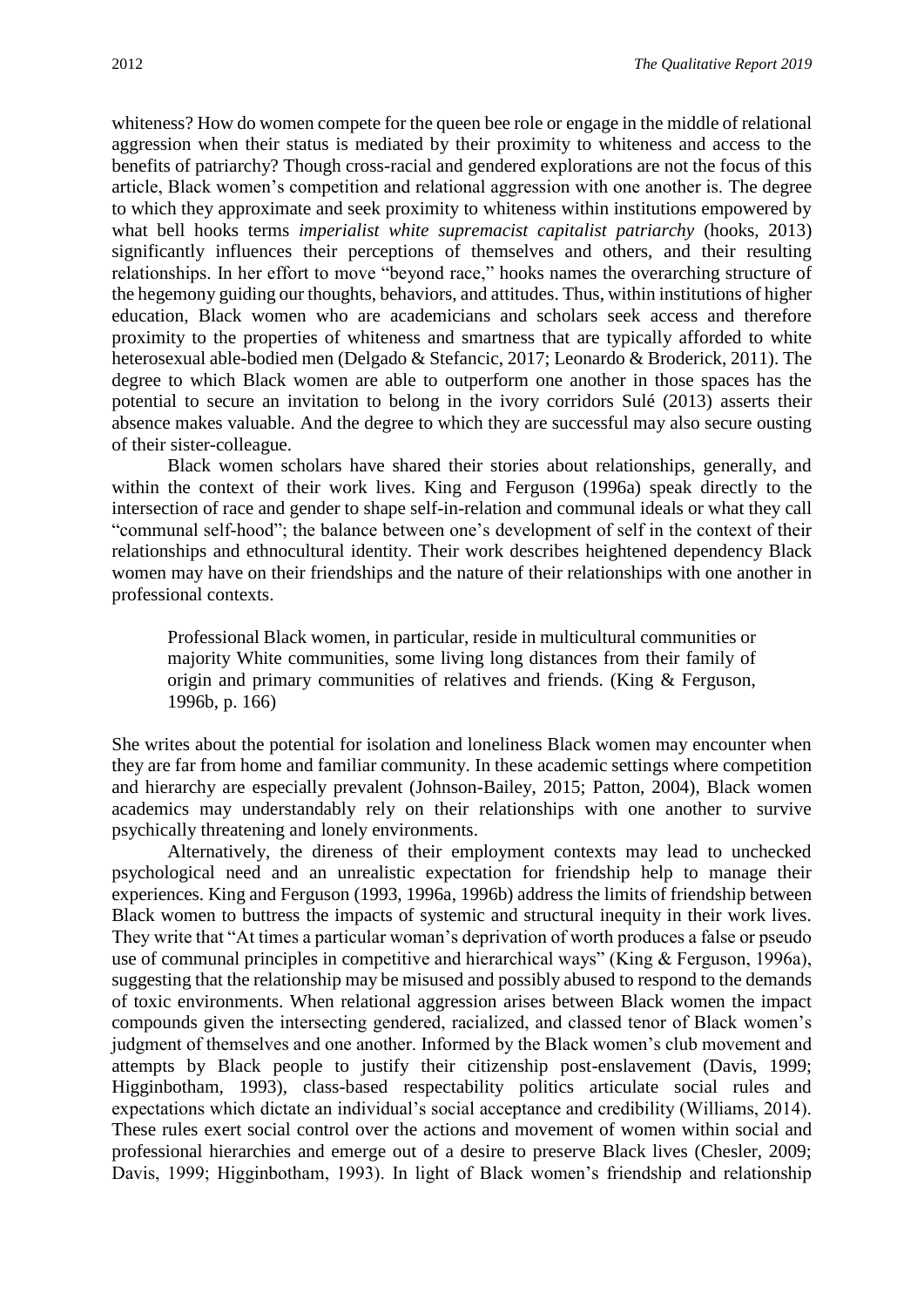whiteness? How do women compete for the queen bee role or engage in the middle of relational aggression when their status is mediated by their proximity to whiteness and access to the benefits of patriarchy? Though cross-racial and gendered explorations are not the focus of this article, Black women's competition and relational aggression with one another is. The degree to which they approximate and seek proximity to whiteness within institutions empowered by what bell hooks terms *imperialist white supremacist capitalist patriarchy* (hooks, 2013) significantly influences their perceptions of themselves and others, and their resulting relationships. In her effort to move "beyond race," hooks names the overarching structure of the hegemony guiding our thoughts, behaviors, and attitudes. Thus, within institutions of higher education, Black women who are academicians and scholars seek access and therefore proximity to the properties of whiteness and smartness that are typically afforded to white heterosexual able-bodied men (Delgado & Stefancic, 2017; Leonardo & Broderick, 2011). The degree to which Black women are able to outperform one another in those spaces has the potential to secure an invitation to belong in the ivory corridors Sulé (2013) asserts their absence makes valuable. And the degree to which they are successful may also secure ousting of their sister-colleague.

Black women scholars have shared their stories about relationships, generally, and within the context of their work lives. King and Ferguson (1996a) speak directly to the intersection of race and gender to shape self-in-relation and communal ideals or what they call "communal self-hood"; the balance between one's development of self in the context of their relationships and ethnocultural identity. Their work describes heightened dependency Black women may have on their friendships and the nature of their relationships with one another in professional contexts.

> Professional Black women, in particular, reside in multicultural communities or majority White communities, some living long distances from their family of origin and primary communities of relatives and friends. (King & Ferguson, 1996b, p. 166)

She writes about the potential for isolation and loneliness Black women may encounter when they are far from home and familiar community. In these academic settings where competition and hierarchy are especially prevalent (Johnson-Bailey, 2015; Patton, 2004), Black women academics may understandably rely on their relationships with one another to survive psychically threatening and lonely environments.

Alternatively, the direness of their employment contexts may lead to unchecked psychological need and an unrealistic expectation for friendship help to manage their experiences. King and Ferguson (1993, 1996a, 1996b) address the limits of friendship between Black women to buttress the impacts of systemic and structural inequity in their work lives. They write that "At times a particular woman's deprivation of worth produces a false or pseudo use of communal principles in competitive and hierarchical ways" (King & Ferguson, 1996a), suggesting that the relationship may be misused and possibly abused to respond to the demands of toxic environments. When relational aggression arises between Black women the impact compounds given the intersecting gendered, racialized, and classed tenor of Black women's judgment of themselves and one another. Informed by the Black women's club movement and attempts by Black people to justify their citizenship post-enslavement (Davis, 1999; Higginbotham, 1993), class-based respectability politics articulate social rules and expectations which dictate an individual's social acceptance and credibility (Williams, 2014). These rules exert social control over the actions and movement of women within social and professional hierarchies and emerge out of a desire to preserve Black lives (Chesler, 2009; Davis, 1999; Higginbotham, 1993). In light of Black women's friendship and relationship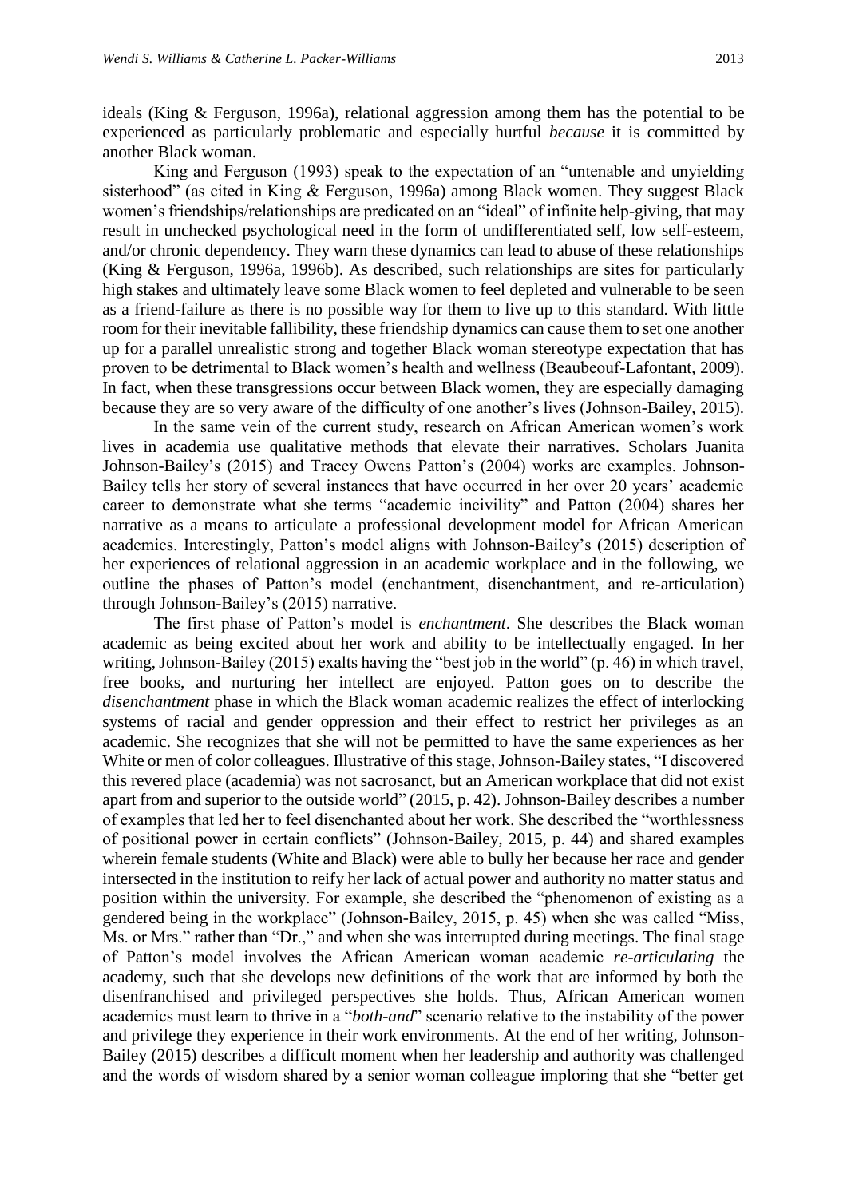ideals (King & Ferguson, 1996a), relational aggression among them has the potential to be experienced as particularly problematic and especially hurtful *because* it is committed by another Black woman.

King and Ferguson (1993) speak to the expectation of an "untenable and unyielding sisterhood" (as cited in King & Ferguson, 1996a) among Black women. They suggest Black women's friendships/relationships are predicated on an "ideal" of infinite help-giving, that may result in unchecked psychological need in the form of undifferentiated self, low self-esteem, and/or chronic dependency. They warn these dynamics can lead to abuse of these relationships (King & Ferguson, 1996a, 1996b). As described, such relationships are sites for particularly high stakes and ultimately leave some Black women to feel depleted and vulnerable to be seen as a friend-failure as there is no possible way for them to live up to this standard. With little room for their inevitable fallibility, these friendship dynamics can cause them to set one another up for a parallel unrealistic strong and together Black woman stereotype expectation that has proven to be detrimental to Black women's health and wellness (Beaubeouf-Lafontant, 2009). In fact, when these transgressions occur between Black women, they are especially damaging because they are so very aware of the difficulty of one another's lives (Johnson-Bailey, 2015).

In the same vein of the current study, research on African American women's work lives in academia use qualitative methods that elevate their narratives. Scholars Juanita Johnson-Bailey's (2015) and Tracey Owens Patton's (2004) works are examples. Johnson-Bailey tells her story of several instances that have occurred in her over 20 years' academic career to demonstrate what she terms "academic incivility" and Patton (2004) shares her narrative as a means to articulate a professional development model for African American academics. Interestingly, Patton's model aligns with Johnson-Bailey's (2015) description of her experiences of relational aggression in an academic workplace and in the following, we outline the phases of Patton's model (enchantment, disenchantment, and re-articulation) through Johnson-Bailey's (2015) narrative.

The first phase of Patton's model is *enchantment*. She describes the Black woman academic as being excited about her work and ability to be intellectually engaged. In her writing, Johnson-Bailey (2015) exalts having the "best job in the world" (p. 46) in which travel, free books, and nurturing her intellect are enjoyed. Patton goes on to describe the *disenchantment* phase in which the Black woman academic realizes the effect of interlocking systems of racial and gender oppression and their effect to restrict her privileges as an academic. She recognizes that she will not be permitted to have the same experiences as her White or men of color colleagues. Illustrative of this stage, Johnson-Bailey states, "I discovered this revered place (academia) was not sacrosanct, but an American workplace that did not exist apart from and superior to the outside world" (2015, p. 42). Johnson-Bailey describes a number of examples that led her to feel disenchanted about her work. She described the "worthlessness of positional power in certain conflicts" (Johnson-Bailey, 2015, p. 44) and shared examples wherein female students (White and Black) were able to bully her because her race and gender intersected in the institution to reify her lack of actual power and authority no matter status and position within the university. For example, she described the "phenomenon of existing as a gendered being in the workplace" (Johnson-Bailey, 2015, p. 45) when she was called "Miss, Ms. or Mrs." rather than "Dr.," and when she was interrupted during meetings. The final stage of Patton's model involves the African American woman academic *re-articulating* the academy, such that she develops new definitions of the work that are informed by both the disenfranchised and privileged perspectives she holds. Thus, African American women academics must learn to thrive in a "*both-and*" scenario relative to the instability of the power and privilege they experience in their work environments. At the end of her writing, Johnson-Bailey (2015) describes a difficult moment when her leadership and authority was challenged and the words of wisdom shared by a senior woman colleague imploring that she "better get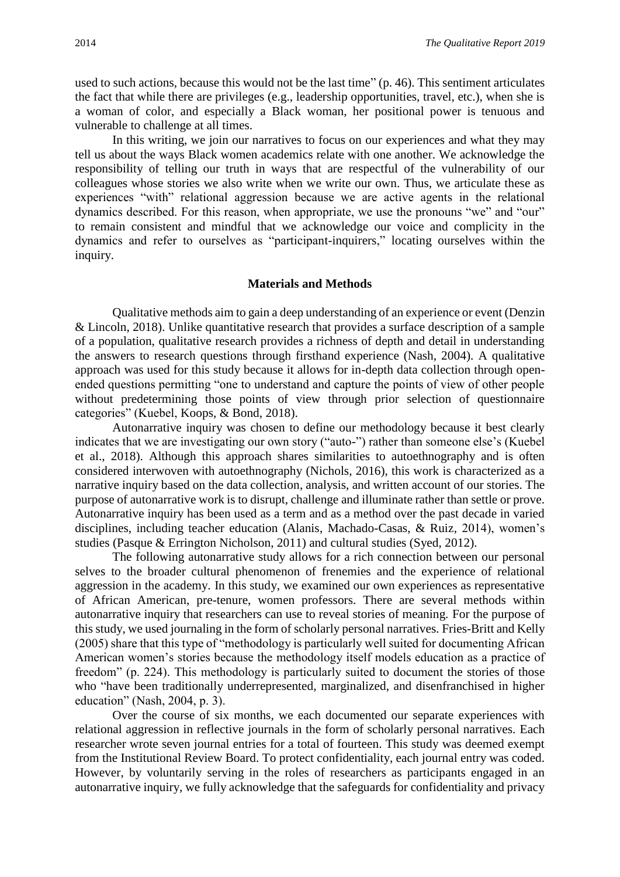used to such actions, because this would not be the last time" (p. 46). This sentiment articulates the fact that while there are privileges (e.g., leadership opportunities, travel, etc.), when she is a woman of color, and especially a Black woman, her positional power is tenuous and vulnerable to challenge at all times.

In this writing, we join our narratives to focus on our experiences and what they may tell us about the ways Black women academics relate with one another. We acknowledge the responsibility of telling our truth in ways that are respectful of the vulnerability of our colleagues whose stories we also write when we write our own. Thus, we articulate these as experiences "with" relational aggression because we are active agents in the relational dynamics described. For this reason, when appropriate, we use the pronouns "we" and "our" to remain consistent and mindful that we acknowledge our voice and complicity in the dynamics and refer to ourselves as "participant-inquirers," locating ourselves within the inquiry.

## Materials and Methods

Qualitative methods aim to gain a deep understanding of an experience or event (Denzin & Lincoln, 2018). Unlike quantitative research that provides a surface description of a sample of a population, qualitative research provides a richness of depth and detail in understanding the answers to research questions through firsthand experience (Nash, 2004). A qualitative approach was used for this study because it allows for in-depth data collection through open-ended questions permitting "one to understand and capture the points of view of other people without predetermining those points of view through prior selection of questionnaire categories" (Kuebel, Koops, & Bond, 2018).

Autonarrative inquiry was chosen to define our methodology because it best clearly indicates that we are investigating our own story ("auto-") rather than someone else's (Kuebel et al., 2018). Although this approach shares similarities to autoethnography and is often considered interwoven with autoethnography (Nichols, 2016), this work is characterized as a narrative inquiry based on the data collection, analysis, and written account of our stories. The purpose of autonarrative work is to disrupt, challenge and illuminate rather than settle or prove. Autonarrative inquiry has been used as a term and as a method over the past decade in varied disciplines, including teacher education (Alanis, Machado-Casas, & Ruiz, 2014), women's studies (Pasque & Errington Nicholson, 2011) and cultural studies (Syed, 2012).

The following autonarrative study allows for a rich connection between our personal selves to the broader cultural phenomenon of frenemies and the experience of relational aggression in the academy. In this study, we examined our own experiences as representative of African American, pre-tenure, women professors. There are several methods within autonarrative inquiry that researchers can use to reveal stories of meaning. For the purpose of this study, we used journaling in the form of scholarly personal narratives. Fries-Britt and Kelly (2005) share that this type of "methodology is particularly well suited for documenting African American women's stories because the methodology itself models education as a practice of freedom" (p. 224). This methodology is particularly suited to document the stories of those who "have been traditionally underrepresented, marginalized, and disenfranchised in higher education" (Nash, 2004, p. 3).

Over the course of six months, we each documented our separate experiences with relational aggression in reflective journals in the form of scholarly personal narratives. Each researcher wrote seven journal entries for a total of fourteen. This study was deemed exempt from the Institutional Review Board. To protect confidentiality, each journal entry was coded. However, by voluntarily serving in the roles of researchers as participants engaged in an autonarrative inquiry, we fully acknowledge that the safeguards for confidentiality and privacy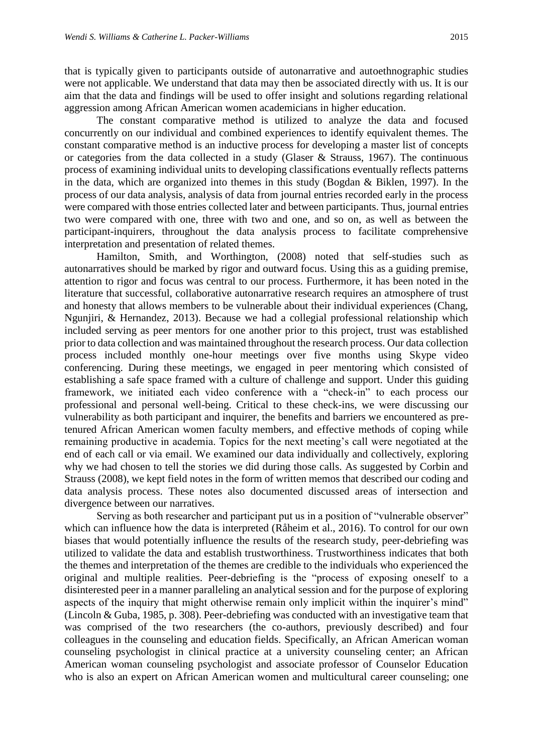that is typically given to participants outside of autonarrative and autoethnographic studies were not applicable. We understand that data may then be associated directly with us. It is our aim that the data and findings will be used to offer insight and solutions regarding relational aggression among African American women academicians in higher education.

The constant comparative method is utilized to analyze the data and focused concurrently on our individual and combined experiences to identify equivalent themes. The constant comparative method is an inductive process for developing a master list of concepts or categories from the data collected in a study (Glaser & Strauss, 1967). The continuous process of examining individual units to developing classifications eventually reflects patterns in the data, which are organized into themes in this study (Bogdan & Biklen, 1997). In the process of our data analysis, analysis of data from journal entries recorded early in the process were compared with those entries collected later and between participants. Thus, journal entries two were compared with one, three with two and one, and so on, as well as between the participant-inquirers, throughout the data analysis process to facilitate comprehensive interpretation and presentation of related themes.

Hamilton, Smith, and Worthington, (2008) noted that self-studies such as autonarratives should be marked by rigor and outward focus. Using this as a guiding premise, attention to rigor and focus was central to our process. Furthermore, it has been noted in the literature that successful, collaborative autonarrative research requires an atmosphere of trust and honesty that allows members to be vulnerable about their individual experiences (Chang, Ngunjiri, & Hernandez, 2013). Because we had a collegial professional relationship which included serving as peer mentors for one another prior to this project, trust was established prior to data collection and was maintained throughout the research process. Our data collection process included monthly one-hour meetings over five months using Skype video conferencing. During these meetings, we engaged in peer mentoring which consisted of establishing a safe space framed with a culture of challenge and support. Under this guiding framework, we initiated each video conference with a "check-in" to each process our professional and personal well-being. Critical to these check-ins, we were discussing our vulnerability as both participant and inquirer, the benefits and barriers we encountered as pre-tenured African American women faculty members, and effective methods of coping while remaining productive in academia. Topics for the next meeting's call were negotiated at the end of each call or via email. We examined our data individually and collectively, exploring why we had chosen to tell the stories we did during those calls. As suggested by Corbin and Strauss (2008), we kept field notes in the form of written memos that described our coding and data analysis process. These notes also documented discussed areas of intersection and divergence between our narratives.

Serving as both researcher and participant put us in a position of "vulnerable observer" which can influence how the data is interpreted (Råheim et al., 2016). To control for our own biases that would potentially influence the results of the research study, peer-debriefing was utilized to validate the data and establish trustworthiness. Trustworthiness indicates that both the themes and interpretation of the themes are credible to the individuals who experienced the original and multiple realities. Peer-debriefing is the "process of exposing oneself to a disinterested peer in a manner paralleling an analytical session and for the purpose of exploring aspects of the inquiry that might otherwise remain only implicit within the inquirer's mind" (Lincoln & Guba, 1985, p. 308). Peer-debriefing was conducted with an investigative team that was comprised of the two researchers (the co-authors, previously described) and four colleagues in the counseling and education fields. Specifically, an African American woman counseling psychologist in clinical practice at a university counseling center; an African American woman counseling psychologist and associate professor of Counselor Education who is also an expert on African American women and multicultural career counseling; one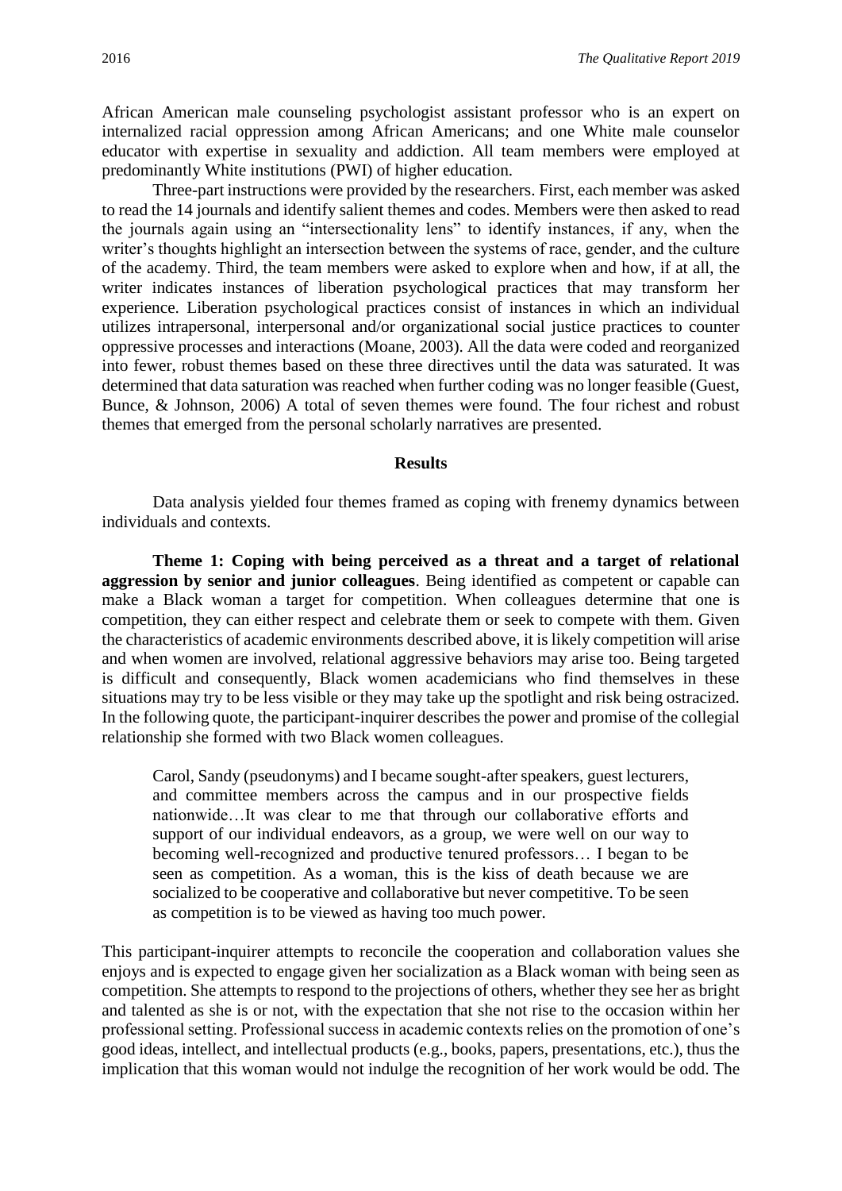African American male counseling psychologist assistant professor who is an expert on internalized racial oppression among African Americans; and one White male counselor educator with expertise in sexuality and addiction. All team members were employed at predominantly White institutions (PWI) of higher education.

Three-part instructions were provided by the researchers. First, each member was asked to read the 14 journals and identify salient themes and codes. Members were then asked to read the journals again using an "intersectionality lens" to identify instances, if any, when the writer's thoughts highlight an intersection between the systems of race, gender, and the culture of the academy. Third, the team members were asked to explore when and how, if at all, the writer indicates instances of liberation psychological practices that may transform her experience. Liberation psychological practices consist of instances in which an individual utilizes intrapersonal, interpersonal and/or organizational social justice practices to counter oppressive processes and interactions (Moane, 2003). All the data were coded and reorganized into fewer, robust themes based on these three directives until the data was saturated. It was determined that data saturation was reached when further coding was no longer feasible (Guest, Bunce, & Johnson, 2006) A total of seven themes were found. The four richest and robust themes that emerged from the personal scholarly narratives are presented.

## Results

Data analysis yielded four themes framed as coping with frenemy dynamics between individuals and contexts.

**Theme 1: Coping with being perceived as a threat and a target of relational aggression by senior and junior colleagues**. Being identified as competent or capable can make a Black woman a target for competition. When colleagues determine that one is competition, they can either respect and celebrate them or seek to compete with them. Given the characteristics of academic environments described above, it is likely competition will arise and when women are involved, relational aggressive behaviors may arise too. Being targeted is difficult and consequently, Black women academicians who find themselves in these situations may try to be less visible or they may take up the spotlight and risk being ostracized. In the following quote, the participant-inquirer describes the power and promise of the collegial relationship she formed with two Black women colleagues.

> Carol, Sandy (pseudonyms) and I became sought-after speakers, guest lecturers, and committee members across the campus and in our prospective fields nationwide…It was clear to me that through our collaborative efforts and support of our individual endeavors, as a group, we were well on our way to becoming well-recognized and productive tenured professors… I began to be seen as competition. As a woman, this is the kiss of death because we are socialized to be cooperative and collaborative but never competitive. To be seen as competition is to be viewed as having too much power.

This participant-inquirer attempts to reconcile the cooperation and collaboration values she enjoys and is expected to engage given her socialization as a Black woman with being seen as competition. She attempts to respond to the projections of others, whether they see her as bright and talented as she is or not, with the expectation that she not rise to the occasion within her professional setting. Professional success in academic contexts relies on the promotion of one's good ideas, intellect, and intellectual products (e.g., books, papers, presentations, etc.), thus the implication that this woman would not indulge the recognition of her work would be odd. The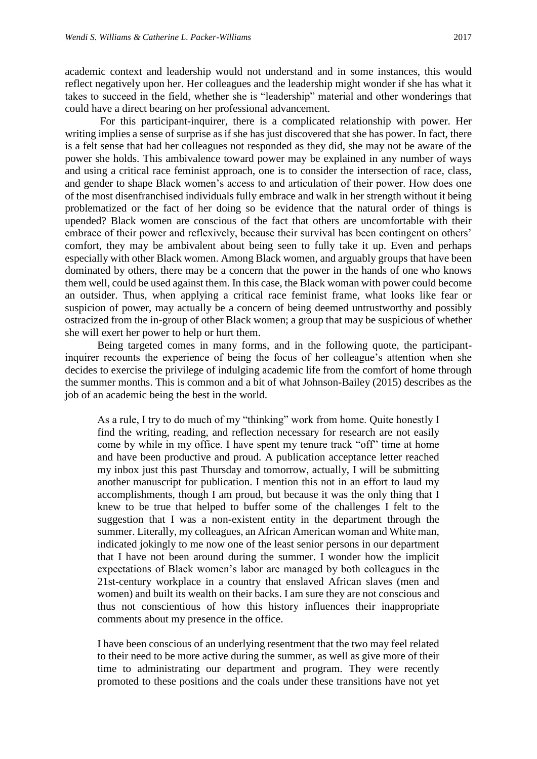academic context and leadership would not understand and in some instances, this would reflect negatively upon her. Her colleagues and the leadership might wonder if she has what it takes to succeed in the field, whether she is "leadership" material and other wonderings that could have a direct bearing on her professional advancement.

For this participant-inquirer, there is a complicated relationship with power. Her writing implies a sense of surprise as if she has just discovered that she has power. In fact, there is a felt sense that had her colleagues not responded as they did, she may not be aware of the power she holds. This ambivalence toward power may be explained in any number of ways and using a critical race feminist approach, one is to consider the intersection of race, class, and gender to shape Black women's access to and articulation of their power. How does one of the most disenfranchised individuals fully embrace and walk in her strength without it being problematized or the fact of her doing so be evidence that the natural order of things is upended? Black women are conscious of the fact that others are uncomfortable with their embrace of their power and reflexively, because their survival has been contingent on others' comfort, they may be ambivalent about being seen to fully take it up. Even and perhaps especially with other Black women. Among Black women, and arguably groups that have been dominated by others, there may be a concern that the power in the hands of one who knows them well, could be used against them. In this case, the Black woman with power could become an outsider. Thus, when applying a critical race feminist frame, what looks like fear or suspicion of power, may actually be a concern of being deemed untrustworthy and possibly ostracized from the in-group of other Black women; a group that may be suspicious of whether she will exert her power to help or hurt them.

Being targeted comes in many forms, and in the following quote, the participant-inquirer recounts the experience of being the focus of her colleague's attention when she decides to exercise the privilege of indulging academic life from the comfort of home through the summer months. This is common and a bit of what Johnson-Bailey (2015) describes as the job of an academic being the best in the world.

> As a rule, I try to do much of my "thinking" work from home. Quite honestly I find the writing, reading, and reflection necessary for research are not easily come by while in my office. I have spent my tenure track "off" time at home and have been productive and proud. A publication acceptance letter reached my inbox just this past Thursday and tomorrow, actually, I will be submitting another manuscript for publication. I mention this not in an effort to laud my accomplishments, though I am proud, but because it was the only thing that I knew to be true that helped to buffer some of the challenges I felt to the suggestion that I was a non-existent entity in the department through the summer. Literally, my colleagues, an African American woman and White man, indicated jokingly to me now one of the least senior persons in our department that I have not been around during the summer. I wonder how the implicit expectations of Black women's labor are managed by both colleagues in the 21st-century workplace in a country that enslaved African slaves (men and women) and built its wealth on their backs. I am sure they are not conscious and thus not conscientious of how this history influences their inappropriate comments about my presence in the office.
>
> I have been conscious of an underlying resentment that the two may feel related to their need to be more active during the summer, as well as give more of their time to administrating our department and program. They were recently promoted to these positions and the coals under these transitions have not yet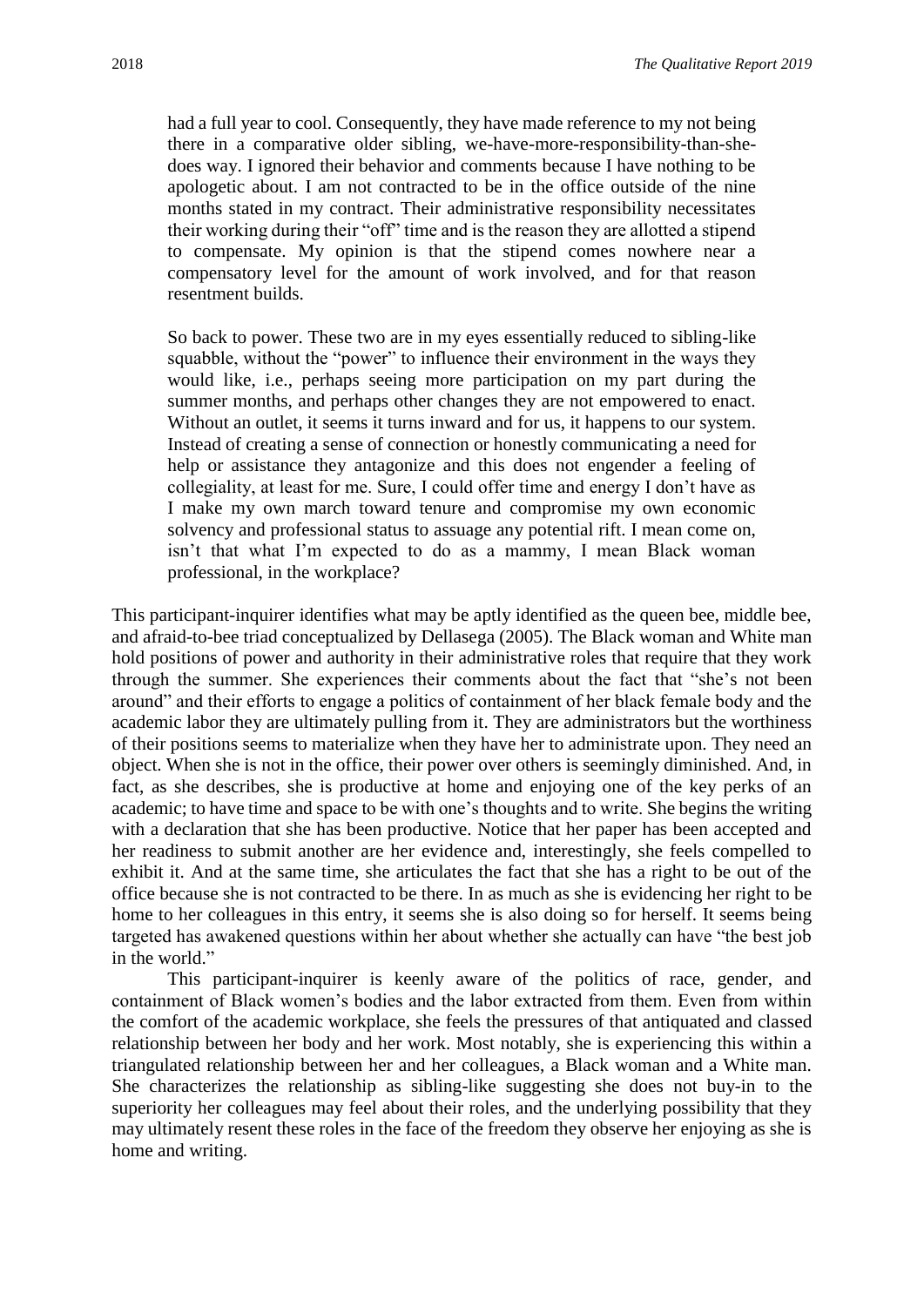> had a full year to cool. Consequently, they have made reference to my not being there in a comparative older sibling, we-have-more-responsibility-than-she-does way. I ignored their behavior and comments because I have nothing to be apologetic about. I am not contracted to be in the office outside of the nine months stated in my contract. Their administrative responsibility necessitates their working during their "off" time and is the reason they are allotted a stipend to compensate. My opinion is that the stipend comes nowhere near a compensatory level for the amount of work involved, and for that reason resentment builds.
>
> So back to power. These two are in my eyes essentially reduced to sibling-like squabble, without the "power" to influence their environment in the ways they would like, i.e., perhaps seeing more participation on my part during the summer months, and perhaps other changes they are not empowered to enact. Without an outlet, it seems it turns inward and for us, it happens to our system. Instead of creating a sense of connection or honestly communicating a need for help or assistance they antagonize and this does not engender a feeling of collegiality, at least for me. Sure, I could offer time and energy I don't have as I make my own march toward tenure and compromise my own economic solvency and professional status to assuage any potential rift. I mean come on, isn't that what I'm expected to do as a mammy, I mean Black woman professional, in the workplace?

This participant-inquirer identifies what may be aptly identified as the queen bee, middle bee, and afraid-to-bee triad conceptualized by Dellasega (2005). The Black woman and White man hold positions of power and authority in their administrative roles that require that they work through the summer. She experiences their comments about the fact that "she's not been around" and their efforts to engage a politics of containment of her black female body and the academic labor they are ultimately pulling from it. They are administrators but the worthiness of their positions seems to materialize when they have her to administrate upon. They need an object. When she is not in the office, their power over others is seemingly diminished. And, in fact, as she describes, she is productive at home and enjoying one of the key perks of an academic; to have time and space to be with one's thoughts and to write. She begins the writing with a declaration that she has been productive. Notice that her paper has been accepted and her readiness to submit another are her evidence and, interestingly, she feels compelled to exhibit it. And at the same time, she articulates the fact that she has a right to be out of the office because she is not contracted to be there. In as much as she is evidencing her right to be home to her colleagues in this entry, it seems she is also doing so for herself. It seems being targeted has awakened questions within her about whether she actually can have "the best job in the world."

This participant-inquirer is keenly aware of the politics of race, gender, and containment of Black women's bodies and the labor extracted from them. Even from within the comfort of the academic workplace, she feels the pressures of that antiquated and classed relationship between her body and her work. Most notably, she is experiencing this within a triangulated relationship between her and her colleagues, a Black woman and a White man. She characterizes the relationship as sibling-like suggesting she does not buy-in to the superiority her colleagues may feel about their roles, and the underlying possibility that they may ultimately resent these roles in the face of the freedom they observe her enjoying as she is home and writing.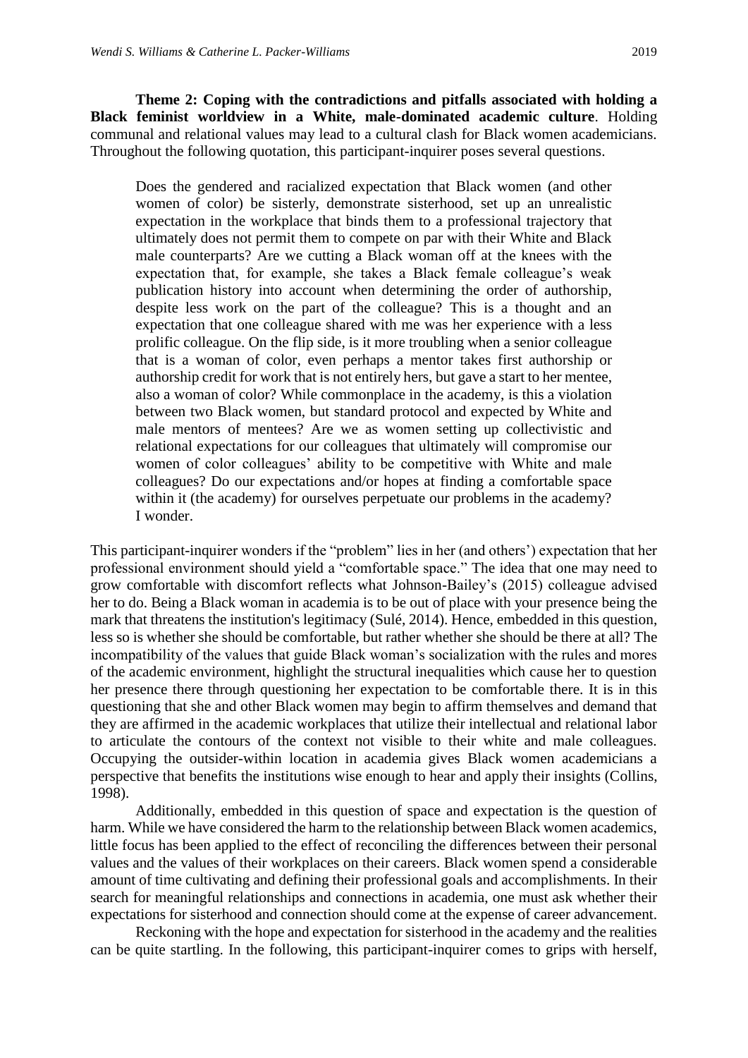**Theme 2: Coping with the contradictions and pitfalls associated with holding a Black feminist worldview in a White, male-dominated academic culture**. Holding communal and relational values may lead to a cultural clash for Black women academicians. Throughout the following quotation, this participant-inquirer poses several questions.

> Does the gendered and racialized expectation that Black women (and other women of color) be sisterly, demonstrate sisterhood, set up an unrealistic expectation in the workplace that binds them to a professional trajectory that ultimately does not permit them to compete on par with their White and Black male counterparts? Are we cutting a Black woman off at the knees with the expectation that, for example, she takes a Black female colleague's weak publication history into account when determining the order of authorship, despite less work on the part of the colleague? This is a thought and an expectation that one colleague shared with me was her experience with a less prolific colleague. On the flip side, is it more troubling when a senior colleague that is a woman of color, even perhaps a mentor takes first authorship or authorship credit for work that is not entirely hers, but gave a start to her mentee, also a woman of color? While commonplace in the academy, is this a violation between two Black women, but standard protocol and expected by White and male mentors of mentees? Are we as women setting up collectivistic and relational expectations for our colleagues that ultimately will compromise our women of color colleagues' ability to be competitive with White and male colleagues? Do our expectations and/or hopes at finding a comfortable space within it (the academy) for ourselves perpetuate our problems in the academy? I wonder.

This participant-inquirer wonders if the "problem" lies in her (and others') expectation that her professional environment should yield a "comfortable space." The idea that one may need to grow comfortable with discomfort reflects what Johnson-Bailey's (2015) colleague advised her to do. Being a Black woman in academia is to be out of place with your presence being the mark that threatens the institution's legitimacy (Sulé, 2014). Hence, embedded in this question, less so is whether she should be comfortable, but rather whether she should be there at all? The incompatibility of the values that guide Black woman's socialization with the rules and mores of the academic environment, highlight the structural inequalities which cause her to question her presence there through questioning her expectation to be comfortable there. It is in this questioning that she and other Black women may begin to affirm themselves and demand that they are affirmed in the academic workplaces that utilize their intellectual and relational labor to articulate the contours of the context not visible to their white and male colleagues. Occupying the outsider-within location in academia gives Black women academicians a perspective that benefits the institutions wise enough to hear and apply their insights (Collins, 1998).

Additionally, embedded in this question of space and expectation is the question of harm. While we have considered the harm to the relationship between Black women academics, little focus has been applied to the effect of reconciling the differences between their personal values and the values of their workplaces on their careers. Black women spend a considerable amount of time cultivating and defining their professional goals and accomplishments. In their search for meaningful relationships and connections in academia, one must ask whether their expectations for sisterhood and connection should come at the expense of career advancement.

Reckoning with the hope and expectation for sisterhood in the academy and the realities can be quite startling. In the following, this participant-inquirer comes to grips with herself,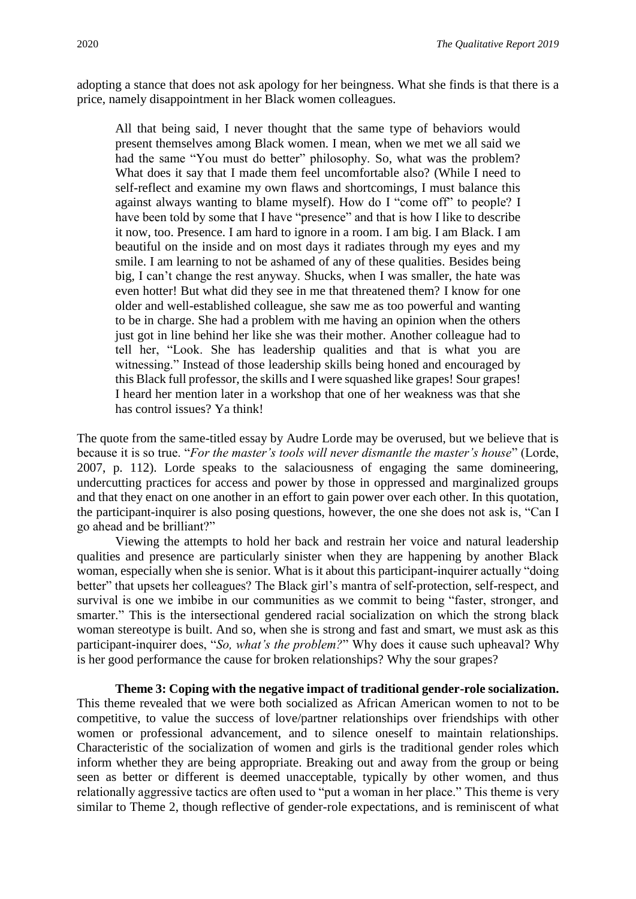adopting a stance that does not ask apology for her beingness. What she finds is that there is a price, namely disappointment in her Black women colleagues.

> All that being said, I never thought that the same type of behaviors would present themselves among Black women. I mean, when we met we all said we had the same "You must do better" philosophy. So, what was the problem? What does it say that I made them feel uncomfortable also? (While I need to self-reflect and examine my own flaws and shortcomings, I must balance this against always wanting to blame myself). How do I "come off" to people? I have been told by some that I have "presence" and that is how I like to describe it now, too. Presence. I am hard to ignore in a room. I am big. I am Black. I am beautiful on the inside and on most days it radiates through my eyes and my smile. I am learning to not be ashamed of any of these qualities. Besides being big, I can't change the rest anyway. Shucks, when I was smaller, the hate was even hotter! But what did they see in me that threatened them? I know for one older and well-established colleague, she saw me as too powerful and wanting to be in charge. She had a problem with me having an opinion when the others just got in line behind her like she was their mother. Another colleague had to tell her, "Look. She has leadership qualities and that is what you are witnessing." Instead of those leadership skills being honed and encouraged by this Black full professor, the skills and I were squashed like grapes! Sour grapes! I heard her mention later in a workshop that one of her weakness was that she has control issues? Ya think!

The quote from the same-titled essay by Audre Lorde may be overused, but we believe that is because it is so true. "*For the master's tools will never dismantle the master's house*" (Lorde, 2007, p. 112). Lorde speaks to the salaciousness of engaging the same domineering, undercutting practices for access and power by those in oppressed and marginalized groups and that they enact on one another in an effort to gain power over each other. In this quotation, the participant-inquirer is also posing questions, however, the one she does not ask is, "Can I go ahead and be brilliant?"

Viewing the attempts to hold her back and restrain her voice and natural leadership qualities and presence are particularly sinister when they are happening by another Black woman, especially when she is senior. What is it about this participant-inquirer actually "doing better" that upsets her colleagues? The Black girl's mantra of self-protection, self-respect, and survival is one we imbibe in our communities as we commit to being "faster, stronger, and smarter." This is the intersectional gendered racial socialization on which the strong black woman stereotype is built. And so, when she is strong and fast and smart, we must ask as this participant-inquirer does, "*So, what's the problem?*" Why does it cause such upheaval? Why is her good performance the cause for broken relationships? Why the sour grapes?

**Theme 3: Coping with the negative impact of traditional gender-role socialization.** This theme revealed that we were both socialized as African American women to not to be competitive, to value the success of love/partner relationships over friendships with other women or professional advancement, and to silence oneself to maintain relationships. Characteristic of the socialization of women and girls is the traditional gender roles which inform whether they are being appropriate. Breaking out and away from the group or being seen as better or different is deemed unacceptable, typically by other women, and thus relationally aggressive tactics are often used to "put a woman in her place." This theme is very similar to Theme 2, though reflective of gender-role expectations, and is reminiscent of what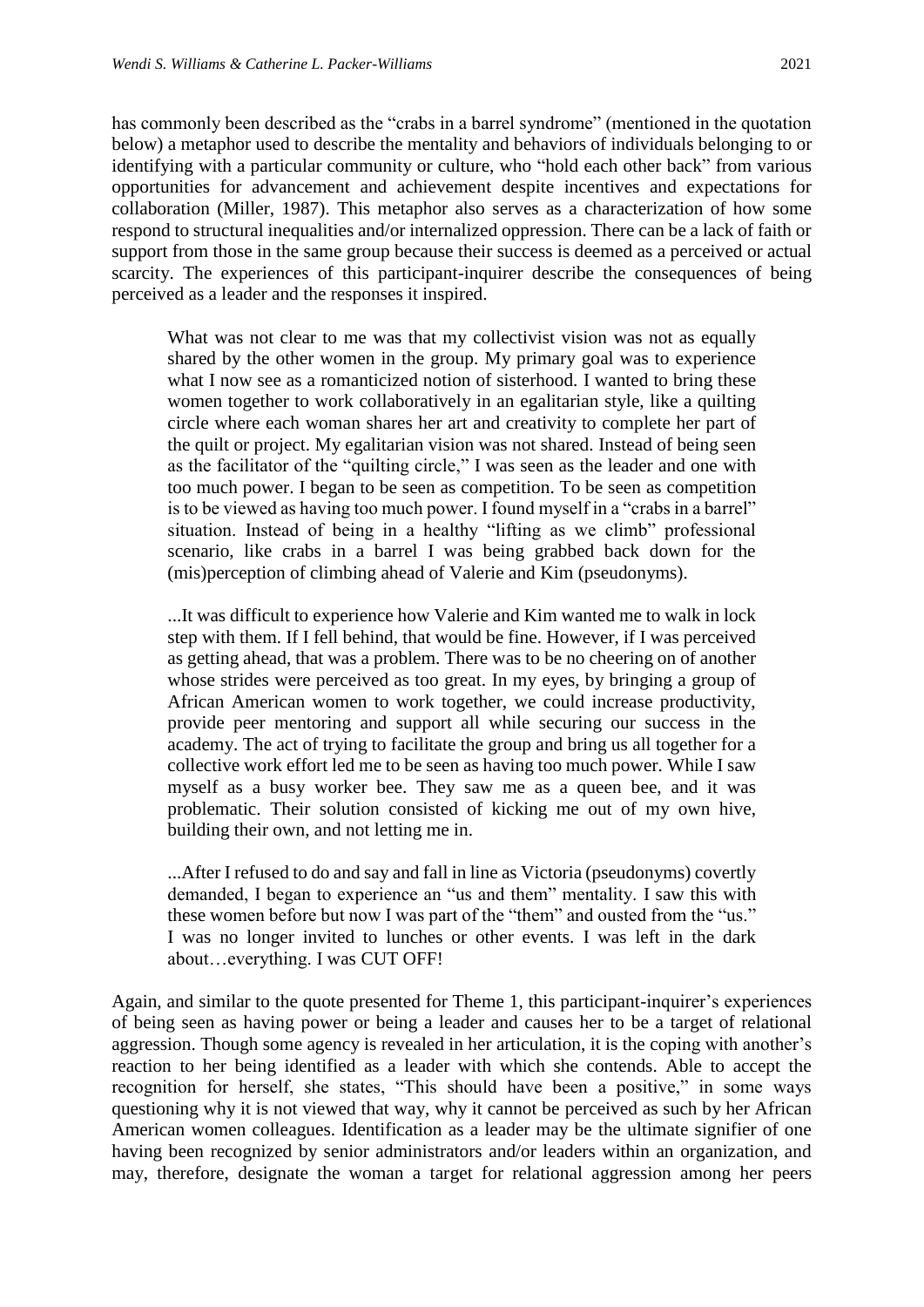has commonly been described as the "crabs in a barrel syndrome" (mentioned in the quotation below) a metaphor used to describe the mentality and behaviors of individuals belonging to or identifying with a particular community or culture, who "hold each other back" from various opportunities for advancement and achievement despite incentives and expectations for collaboration (Miller, 1987). This metaphor also serves as a characterization of how some respond to structural inequalities and/or internalized oppression. There can be a lack of faith or support from those in the same group because their success is deemed as a perceived or actual scarcity. The experiences of this participant-inquirer describe the consequences of being perceived as a leader and the responses it inspired.

> What was not clear to me was that my collectivist vision was not as equally shared by the other women in the group. My primary goal was to experience what I now see as a romanticized notion of sisterhood. I wanted to bring these women together to work collaboratively in an egalitarian style, like a quilting circle where each woman shares her art and creativity to complete her part of the quilt or project. My egalitarian vision was not shared. Instead of being seen as the facilitator of the "quilting circle," I was seen as the leader and one with too much power. I began to be seen as competition. To be seen as competition is to be viewed as having too much power. I found myself in a "crabs in a barrel" situation. Instead of being in a healthy "lifting as we climb" professional scenario, like crabs in a barrel I was being grabbed back down for the (mis)perception of climbing ahead of Valerie and Kim (pseudonyms).
>
> ...It was difficult to experience how Valerie and Kim wanted me to walk in lock step with them. If I fell behind, that would be fine. However, if I was perceived as getting ahead, that was a problem. There was to be no cheering on of another whose strides were perceived as too great. In my eyes, by bringing a group of African American women to work together, we could increase productivity, provide peer mentoring and support all while securing our success in the academy. The act of trying to facilitate the group and bring us all together for a collective work effort led me to be seen as having too much power. While I saw myself as a busy worker bee. They saw me as a queen bee, and it was problematic. Their solution consisted of kicking me out of my own hive, building their own, and not letting me in.
>
> ...After I refused to do and say and fall in line as Victoria (pseudonyms) covertly demanded, I began to experience an "us and them" mentality. I saw this with these women before but now I was part of the "them" and ousted from the "us." I was no longer invited to lunches or other events. I was left in the dark about…everything. I was CUT OFF!

Again, and similar to the quote presented for Theme 1, this participant-inquirer's experiences of being seen as having power or being a leader and causes her to be a target of relational aggression. Though some agency is revealed in her articulation, it is the coping with another's reaction to her being identified as a leader with which she contends. Able to accept the recognition for herself, she states, "This should have been a positive," in some ways questioning why it is not viewed that way, why it cannot be perceived as such by her African American women colleagues. Identification as a leader may be the ultimate signifier of one having been recognized by senior administrators and/or leaders within an organization, and may, therefore, designate the woman a target for relational aggression among her peers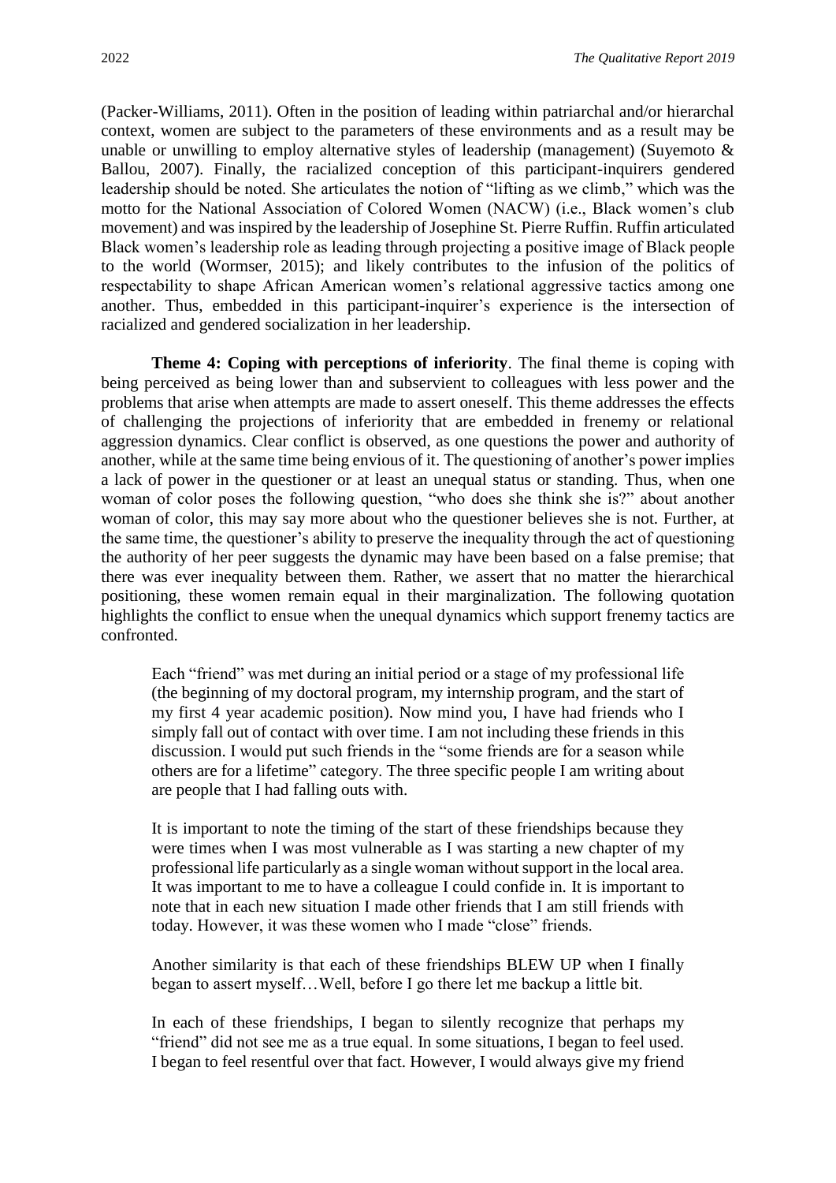(Packer-Williams, 2011). Often in the position of leading within patriarchal and/or hierarchal context, women are subject to the parameters of these environments and as a result may be unable or unwilling to employ alternative styles of leadership (management) (Suyemoto & Ballou, 2007). Finally, the racialized conception of this participant-inquirers gendered leadership should be noted. She articulates the notion of "lifting as we climb," which was the motto for the National Association of Colored Women (NACW) (i.e., Black women's club movement) and was inspired by the leadership of Josephine St. Pierre Ruffin. Ruffin articulated Black women's leadership role as leading through projecting a positive image of Black people to the world (Wormser, 2015); and likely contributes to the infusion of the politics of respectability to shape African American women's relational aggressive tactics among one another. Thus, embedded in this participant-inquirer's experience is the intersection of racialized and gendered socialization in her leadership.

**Theme 4: Coping with perceptions of inferiority**. The final theme is coping with being perceived as being lower than and subservient to colleagues with less power and the problems that arise when attempts are made to assert oneself. This theme addresses the effects of challenging the projections of inferiority that are embedded in frenemy or relational aggression dynamics. Clear conflict is observed, as one questions the power and authority of another, while at the same time being envious of it. The questioning of another's power implies a lack of power in the questioner or at least an unequal status or standing. Thus, when one woman of color poses the following question, "who does she think she is?" about another woman of color, this may say more about who the questioner believes she is not. Further, at the same time, the questioner's ability to preserve the inequality through the act of questioning the authority of her peer suggests the dynamic may have been based on a false premise; that there was ever inequality between them. Rather, we assert that no matter the hierarchical positioning, these women remain equal in their marginalization. The following quotation highlights the conflict to ensue when the unequal dynamics which support frenemy tactics are confronted.

> Each "friend" was met during an initial period or a stage of my professional life (the beginning of my doctoral program, my internship program, and the start of my first 4 year academic position). Now mind you, I have had friends who I simply fall out of contact with over time. I am not including these friends in this discussion. I would put such friends in the "some friends are for a season while others are for a lifetime" category. The three specific people I am writing about are people that I had falling outs with.
>
> It is important to note the timing of the start of these friendships because they were times when I was most vulnerable as I was starting a new chapter of my professional life particularly as a single woman without support in the local area. It was important to me to have a colleague I could confide in. It is important to note that in each new situation I made other friends that I am still friends with today. However, it was these women who I made "close" friends.
>
> Another similarity is that each of these friendships BLEW UP when I finally began to assert myself…Well, before I go there let me backup a little bit.
>
> In each of these friendships, I began to silently recognize that perhaps my "friend" did not see me as a true equal. In some situations, I began to feel used. I began to feel resentful over that fact. However, I would always give my friend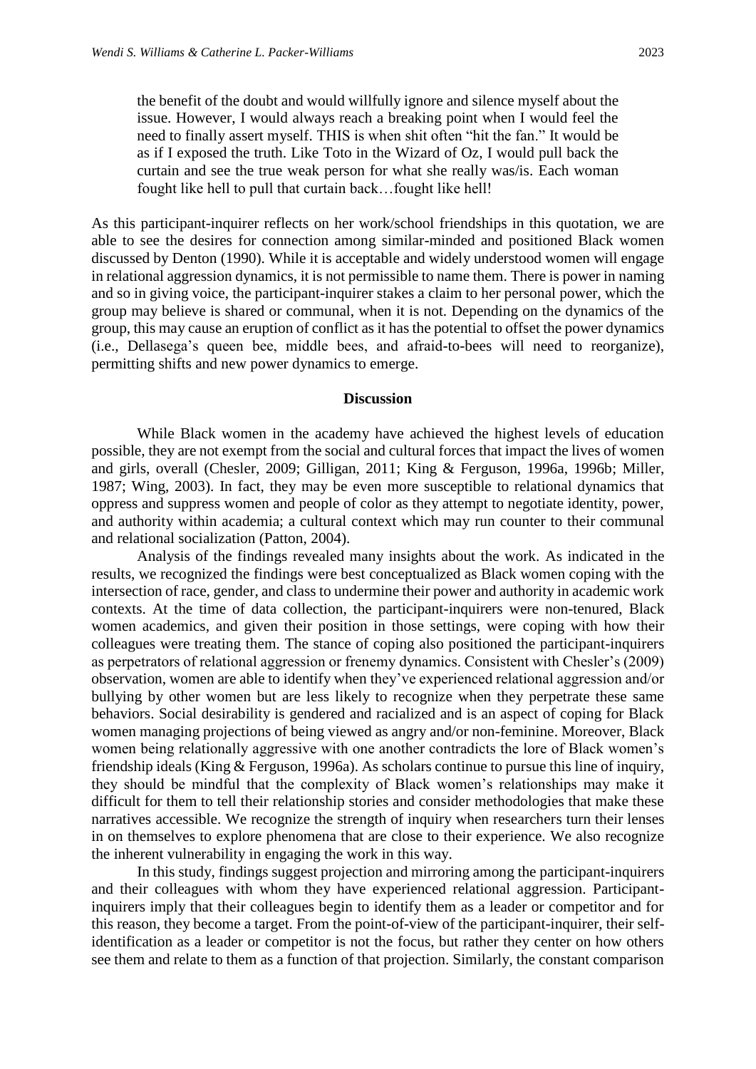> the benefit of the doubt and would willfully ignore and silence myself about the issue. However, I would always reach a breaking point when I would feel the need to finally assert myself. THIS is when shit often "hit the fan." It would be as if I exposed the truth. Like Toto in the Wizard of Oz, I would pull back the curtain and see the true weak person for what she really was/is. Each woman fought like hell to pull that curtain back…fought like hell!

As this participant-inquirer reflects on her work/school friendships in this quotation, we are able to see the desires for connection among similar-minded and positioned Black women discussed by Denton (1990). While it is acceptable and widely understood women will engage in relational aggression dynamics, it is not permissible to name them. There is power in naming and so in giving voice, the participant-inquirer stakes a claim to her personal power, which the group may believe is shared or communal, when it is not. Depending on the dynamics of the group, this may cause an eruption of conflict as it has the potential to offset the power dynamics (i.e., Dellasega's queen bee, middle bees, and afraid-to-bees will need to reorganize), permitting shifts and new power dynamics to emerge.

## Discussion

While Black women in the academy have achieved the highest levels of education possible, they are not exempt from the social and cultural forces that impact the lives of women and girls, overall (Chesler, 2009; Gilligan, 2011; King & Ferguson, 1996a, 1996b; Miller, 1987; Wing, 2003). In fact, they may be even more susceptible to relational dynamics that oppress and suppress women and people of color as they attempt to negotiate identity, power, and authority within academia; a cultural context which may run counter to their communal and relational socialization (Patton, 2004).

Analysis of the findings revealed many insights about the work. As indicated in the results, we recognized the findings were best conceptualized as Black women coping with the intersection of race, gender, and class to undermine their power and authority in academic work contexts. At the time of data collection, the participant-inquirers were non-tenured, Black women academics, and given their position in those settings, were coping with how their colleagues were treating them. The stance of coping also positioned the participant-inquirers as perpetrators of relational aggression or frenemy dynamics. Consistent with Chesler's (2009) observation, women are able to identify when they've experienced relational aggression and/or bullying by other women but are less likely to recognize when they perpetrate these same behaviors. Social desirability is gendered and racialized and is an aspect of coping for Black women managing projections of being viewed as angry and/or non-feminine. Moreover, Black women being relationally aggressive with one another contradicts the lore of Black women's friendship ideals (King & Ferguson, 1996a). As scholars continue to pursue this line of inquiry, they should be mindful that the complexity of Black women's relationships may make it difficult for them to tell their relationship stories and consider methodologies that make these narratives accessible. We recognize the strength of inquiry when researchers turn their lenses in on themselves to explore phenomena that are close to their experience. We also recognize the inherent vulnerability in engaging the work in this way.

In this study, findings suggest projection and mirroring among the participant-inquirers and their colleagues with whom they have experienced relational aggression. Participant-inquirers imply that their colleagues begin to identify them as a leader or competitor and for this reason, they become a target. From the point-of-view of the participant-inquirer, their self-identification as a leader or competitor is not the focus, but rather they center on how others see them and relate to them as a function of that projection. Similarly, the constant comparison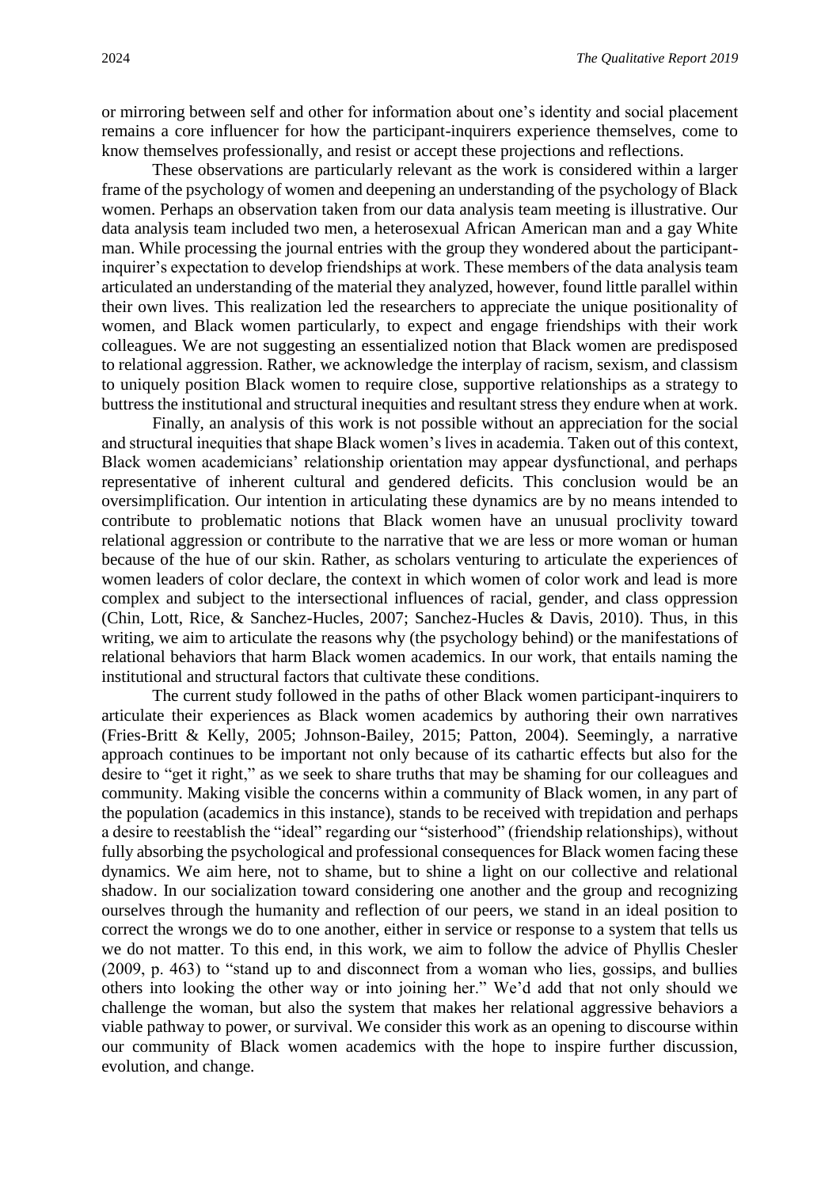or mirroring between self and other for information about one's identity and social placement remains a core influencer for how the participant-inquirers experience themselves, come to know themselves professionally, and resist or accept these projections and reflections.

These observations are particularly relevant as the work is considered within a larger frame of the psychology of women and deepening an understanding of the psychology of Black women. Perhaps an observation taken from our data analysis team meeting is illustrative. Our data analysis team included two men, a heterosexual African American man and a gay White man. While processing the journal entries with the group they wondered about the participant-inquirer's expectation to develop friendships at work. These members of the data analysis team articulated an understanding of the material they analyzed, however, found little parallel within their own lives. This realization led the researchers to appreciate the unique positionality of women, and Black women particularly, to expect and engage friendships with their work colleagues. We are not suggesting an essentialized notion that Black women are predisposed to relational aggression. Rather, we acknowledge the interplay of racism, sexism, and classism to uniquely position Black women to require close, supportive relationships as a strategy to buttress the institutional and structural inequities and resultant stress they endure when at work.

Finally, an analysis of this work is not possible without an appreciation for the social and structural inequities that shape Black women's lives in academia. Taken out of this context, Black women academicians' relationship orientation may appear dysfunctional, and perhaps representative of inherent cultural and gendered deficits. This conclusion would be an oversimplification. Our intention in articulating these dynamics are by no means intended to contribute to problematic notions that Black women have an unusual proclivity toward relational aggression or contribute to the narrative that we are less or more woman or human because of the hue of our skin. Rather, as scholars venturing to articulate the experiences of women leaders of color declare, the context in which women of color work and lead is more complex and subject to the intersectional influences of racial, gender, and class oppression (Chin, Lott, Rice, & Sanchez-Hucles, 2007; Sanchez-Hucles & Davis, 2010). Thus, in this writing, we aim to articulate the reasons why (the psychology behind) or the manifestations of relational behaviors that harm Black women academics. In our work, that entails naming the institutional and structural factors that cultivate these conditions.

The current study followed in the paths of other Black women participant-inquirers to articulate their experiences as Black women academics by authoring their own narratives (Fries-Britt & Kelly, 2005; Johnson-Bailey, 2015; Patton, 2004). Seemingly, a narrative approach continues to be important not only because of its cathartic effects but also for the desire to "get it right," as we seek to share truths that may be shaming for our colleagues and community. Making visible the concerns within a community of Black women, in any part of the population (academics in this instance), stands to be received with trepidation and perhaps a desire to reestablish the "ideal" regarding our "sisterhood" (friendship relationships), without fully absorbing the psychological and professional consequences for Black women facing these dynamics. We aim here, not to shame, but to shine a light on our collective and relational shadow. In our socialization toward considering one another and the group and recognizing ourselves through the humanity and reflection of our peers, we stand in an ideal position to correct the wrongs we do to one another, either in service or response to a system that tells us we do not matter. To this end, in this work, we aim to follow the advice of Phyllis Chesler (2009, p. 463) to "stand up to and disconnect from a woman who lies, gossips, and bullies others into looking the other way or into joining her." We'd add that not only should we challenge the woman, but also the system that makes her relational aggressive behaviors a viable pathway to power, or survival. We consider this work as an opening to discourse within our community of Black women academics with the hope to inspire further discussion, evolution, and change.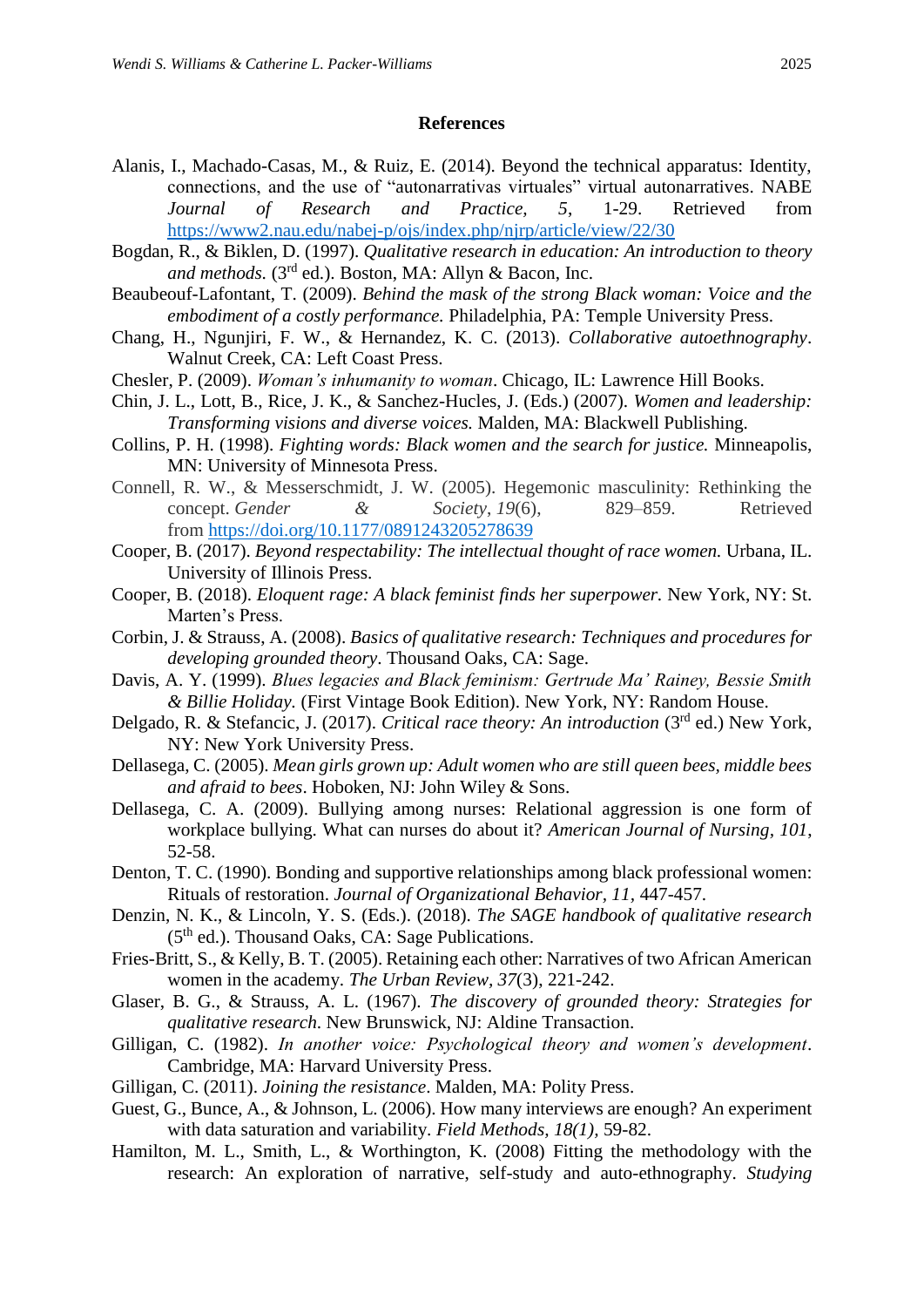**References**

Alanis, I., Machado-Casas, M., & Ruiz, E. (2014). Beyond the technical apparatus: Identity, connections, and the use of "autonarrativas virtuales" virtual autonarratives. NABE *Journal of Research and Practice, 5*, 1-29. Retrieved from https://www2.nau.edu/nabej-p/ojs/index.php/njrp/article/view/22/30

Bogdan, R., & Biklen, D. (1997). *Qualitative research in education: An introduction to theory and methods.* (3rd ed.). Boston, MA: Allyn & Bacon, Inc.

Beaubeouf-Lafontant, T. (2009). *Behind the mask of the strong Black woman: Voice and the embodiment of a costly performance.* Philadelphia, PA: Temple University Press.

Chang, H., Ngunjiri, F. W., & Hernandez, K. C. (2013). *Collaborative autoethnography*. Walnut Creek, CA: Left Coast Press.

Chesler, P. (2009). *Woman's inhumanity to woman*. Chicago, IL: Lawrence Hill Books.

Chin, J. L., Lott, B., Rice, J. K., & Sanchez-Hucles, J. (Eds.) (2007). *Women and leadership: Transforming visions and diverse voices.* Malden, MA: Blackwell Publishing.

Collins, P. H. (1998). *Fighting words: Black women and the search for justice.* Minneapolis, MN: University of Minnesota Press.

Connell, R. W., & Messerschmidt, J. W. (2005). Hegemonic masculinity: Rethinking the concept. *Gender & Society*, *19*(6), 829–859. Retrieved from https://doi.org/10.1177/0891243205278639

Cooper, B. (2017). *Beyond respectability: The intellectual thought of race women.* Urbana, IL. University of Illinois Press.

Cooper, B. (2018). *Eloquent rage: A black feminist finds her superpower.* New York, NY: St. Marten's Press.

Corbin, J. & Strauss, A. (2008). *Basics of qualitative research: Techniques and procedures for developing grounded theory*. Thousand Oaks, CA: Sage.

Davis, A. Y. (1999). *Blues legacies and Black feminism: Gertrude Ma' Rainey, Bessie Smith & Billie Holiday.* (First Vintage Book Edition). New York, NY: Random House.

Delgado, R. & Stefancic, J. (2017). *Critical race theory: An introduction* (3rd ed.) New York, NY: New York University Press.

Dellasega, C. (2005). *Mean girls grown up: Adult women who are still queen bees, middle bees and afraid to bees*. Hoboken, NJ: John Wiley & Sons.

Dellasega, C. A. (2009). Bullying among nurses: Relational aggression is one form of workplace bullying. What can nurses do about it? *American Journal of Nursing*, *101*, 52-58.

Denton, T. C. (1990). Bonding and supportive relationships among black professional women: Rituals of restoration. *Journal of Organizational Behavior*, *11*, 447-457.

Denzin, N. K., & Lincoln, Y. S. (Eds.). (2018). *The SAGE handbook of qualitative research* (5th ed.). Thousand Oaks, CA: Sage Publications.

Fries-Britt, S., & Kelly, B. T. (2005). Retaining each other: Narratives of two African American women in the academy. *The Urban Review*, *37*(3), 221-242.

Glaser, B. G., & Strauss, A. L. (1967). *The discovery of grounded theory: Strategies for qualitative research*. New Brunswick, NJ: Aldine Transaction.

Gilligan, C. (1982). *In another voice: Psychological theory and women's development*. Cambridge, MA: Harvard University Press.

Gilligan, C. (2011). *Joining the resistance*. Malden, MA: Polity Press.

Guest, G., Bunce, A., & Johnson, L. (2006). How many interviews are enough? An experiment with data saturation and variability. *Field Methods, 18(1)*, 59-82.

Hamilton, M. L., Smith, L., & Worthington, K. (2008) Fitting the methodology with the research: An exploration of narrative, self-study and auto-ethnography. *Studying*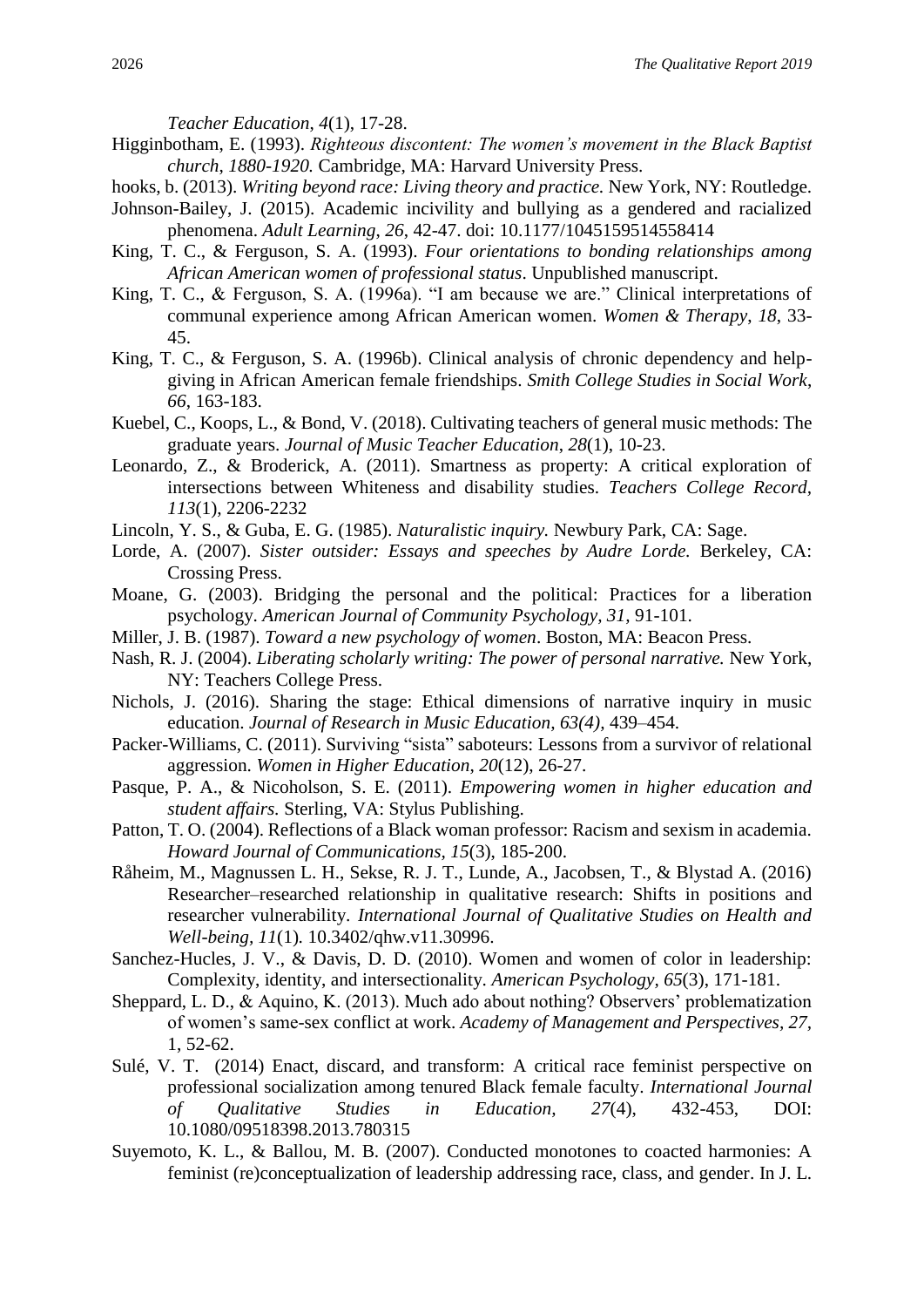*Teacher Education*, *4*(1), 17-28.

Higginbotham, E. (1993). *Righteous discontent: The women's movement in the Black Baptist church, 1880-1920.* Cambridge, MA: Harvard University Press.

hooks, b. (2013). *Writing beyond race: Living theory and practice.* New York, NY: Routledge.

Johnson-Bailey, J. (2015). Academic incivility and bullying as a gendered and racialized phenomena. *Adult Learning, 26*, 42-47. doi: 10.1177/1045159514558414

King, T. C., & Ferguson, S. A. (1993). *Four orientations to bonding relationships among African American women of professional status*. Unpublished manuscript.

King, T. C., & Ferguson, S. A. (1996a). "I am because we are." Clinical interpretations of communal experience among African American women. *Women & Therapy*, *18*, 33-45.

King, T. C., & Ferguson, S. A. (1996b). Clinical analysis of chronic dependency and help-giving in African American female friendships. *Smith College Studies in Social Work*, *66*, 163-183.

Kuebel, C., Koops, L., & Bond, V. (2018). Cultivating teachers of general music methods: The graduate years. *Journal of Music Teacher Education*, *28*(1), 10-23.

Leonardo, Z., & Broderick, A. (2011). Smartness as property: A critical exploration of intersections between Whiteness and disability studies. *Teachers College Record*, *113*(1), 2206-2232

Lincoln, Y. S., & Guba, E. G. (1985). *Naturalistic inquiry.* Newbury Park, CA: Sage.

Lorde, A. (2007). *Sister outsider: Essays and speeches by Audre Lorde.* Berkeley, CA: Crossing Press.

Moane, G. (2003). Bridging the personal and the political: Practices for a liberation psychology. *American Journal of Community Psychology, 31,* 91-101.

Miller, J. B. (1987). *Toward a new psychology of women*. Boston, MA: Beacon Press.

Nash, R. J. (2004). *Liberating scholarly writing: The power of personal narrative.* New York, NY: Teachers College Press.

Nichols, J. (2016). Sharing the stage: Ethical dimensions of narrative inquiry in music education. *Journal of Research in Music Education, 63(4),* 439–454.

Packer-Williams, C. (2011). Surviving "sista" saboteurs: Lessons from a survivor of relational aggression. *Women in Higher Education*, *20*(12), 26-27.

Pasque, P. A., & Nicoholson, S. E. (2011). *Empowering women in higher education and student affairs.* Sterling, VA: Stylus Publishing.

Patton, T. O. (2004). Reflections of a Black woman professor: Racism and sexism in academia. *Howard Journal of Communications, 15*(3), 185-200.

Råheim, M., Magnussen L. H., Sekse, R. J. T., Lunde, A., Jacobsen, T., & Blystad A. (2016) Researcher–researched relationship in qualitative research: Shifts in positions and researcher vulnerability. *International Journal of Qualitative Studies on Health and Well-being, 11*(1)*.* 10.3402/qhw.v11.30996.

Sanchez-Hucles, J. V., & Davis, D. D. (2010). Women and women of color in leadership: Complexity, identity, and intersectionality. *American Psychology*, *65*(3), 171-181.

Sheppard, L. D., & Aquino, K. (2013). Much ado about nothing? Observers' problematization of women's same-sex conflict at work. *Academy of Management and Perspectives, 27,* 1, 52-62.

Sulé, V. T. (2014) Enact, discard, and transform: A critical race feminist perspective on professional socialization among tenured Black female faculty. *International Journal of Qualitative Studies in Education, 27*(4), 432-453, DOI: 10.1080/09518398.2013.780315

Suyemoto, K. L., & Ballou, M. B. (2007). Conducted monotones to coacted harmonies: A feminist (re)conceptualization of leadership addressing race, class, and gender. In J. L.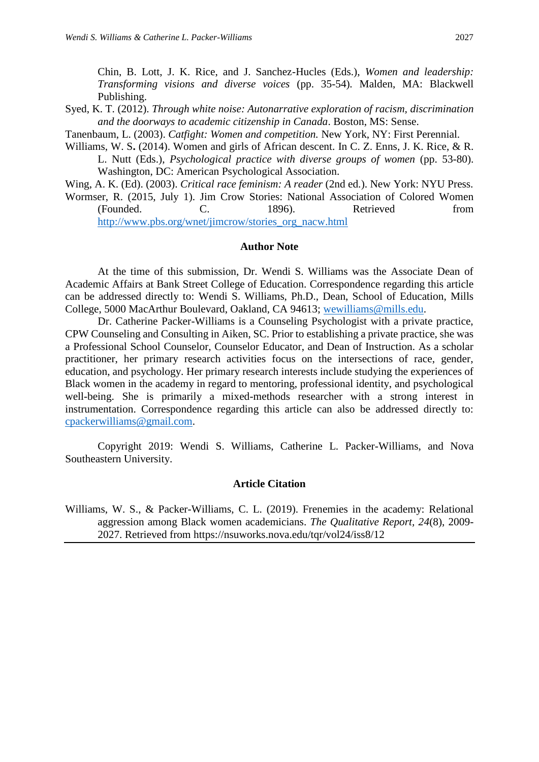Chin, B. Lott, J. K. Rice, and J. Sanchez-Hucles (Eds.), *Women and leadership: Transforming visions and diverse voices* (pp. 35-54). Malden, MA: Blackwell Publishing.

Syed, K. T. (2012). *Through white noise: Autonarrative exploration of racism, discrimination and the doorways to academic citizenship in Canada*. Boston, MS: Sense.

Tanenbaum, L. (2003). *Catfight: Women and competition.* New York, NY: First Perennial.

Williams, W. S**.** (2014). Women and girls of African descent. In C. Z. Enns, J. K. Rice, & R. L. Nutt (Eds.), *Psychological practice with diverse groups of women* (pp. 53-80). Washington, DC: American Psychological Association.

Wing, A. K. (Ed). (2003). *Critical race feminism: A reader* (2nd ed.). New York: NYU Press.

Wormser, R. (2015, July 1). Jim Crow Stories: National Association of Colored Women (Founded. C. 1896). Retrieved from http://www.pbs.org/wnet/jimcrow/stories_org_nacw.html

## Author Note

At the time of this submission, Dr. Wendi S. Williams was the Associate Dean of Academic Affairs at Bank Street College of Education. Correspondence regarding this article can be addressed directly to: Wendi S. Williams, Ph.D., Dean, School of Education, Mills College, 5000 MacArthur Boulevard, Oakland, CA 94613; wewilliams@mills.edu.

Dr. Catherine Packer-Williams is a Counseling Psychologist with a private practice, CPW Counseling and Consulting in Aiken, SC. Prior to establishing a private practice, she was a Professional School Counselor, Counselor Educator, and Dean of Instruction. As a scholar practitioner, her primary research activities focus on the intersections of race, gender, education, and psychology. Her primary research interests include studying the experiences of Black women in the academy in regard to mentoring, professional identity, and psychological well-being. She is primarily a mixed-methods researcher with a strong interest in instrumentation. Correspondence regarding this article can also be addressed directly to: cpackerwilliams@gmail.com.

Copyright 2019: Wendi S. Williams, Catherine L. Packer-Williams, and Nova Southeastern University.

## Article Citation

Williams, W. S., & Packer-Williams, C. L. (2019). Frenemies in the academy: Relational aggression among Black women academicians. *The Qualitative Report, 24*(8), 2009-2027. Retrieved from https://nsuworks.nova.edu/tqr/vol24/iss8/12